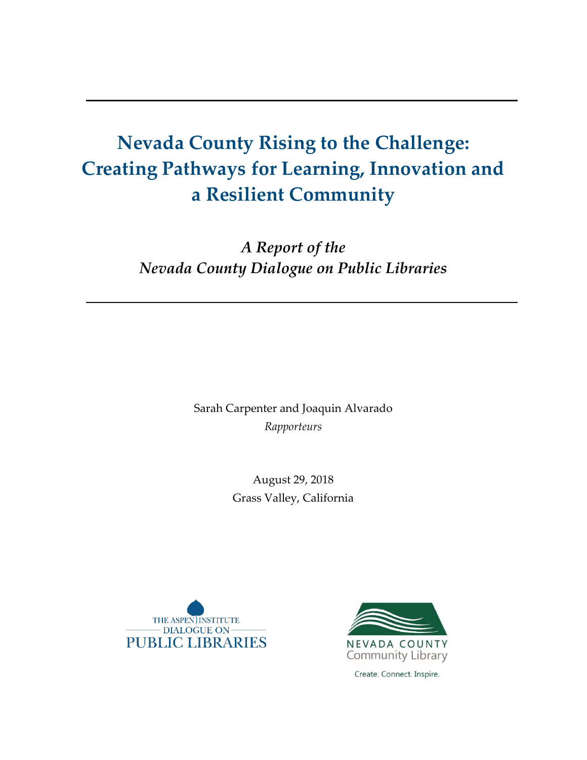# Nevada County Rising to the Challenge: Creating Pathways for Learning, Innovation and a Resilient Community

*A Report of the*
*Nevada County Dialogue on Public Libraries*

Sarah Carpenter and Joaquin Alvarado
*Rapporteurs*

August 29, 2018
Grass Valley, California

THE ASPEN INSTITUTE
DIALOGUE ON
PUBLIC LIBRARIES

NEVADA COUNTY
Community Library

Create. Connect. Inspire.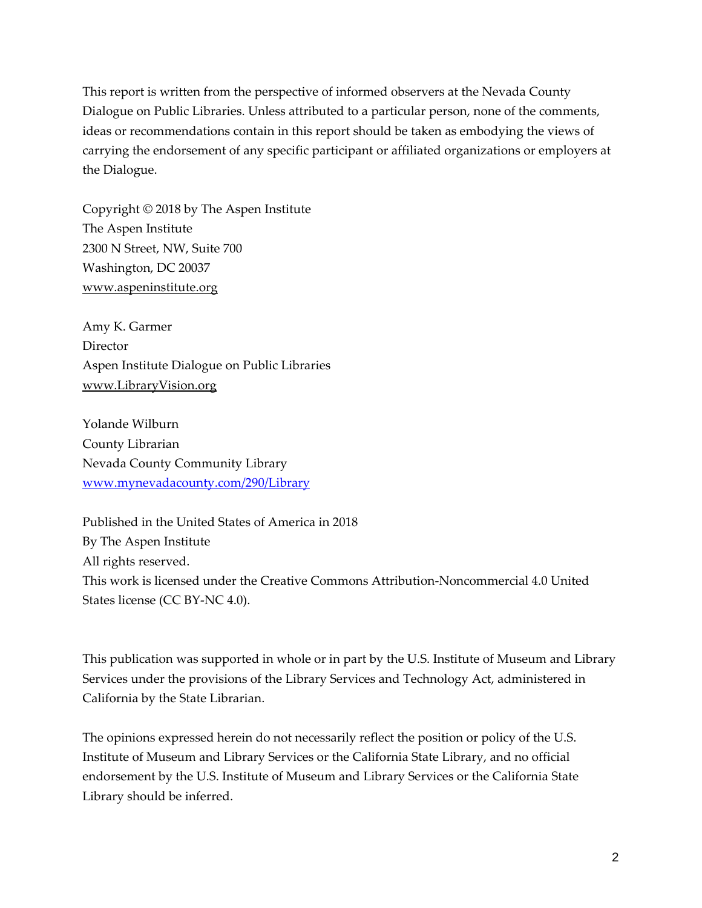This report is written from the perspective of informed observers at the Nevada County Dialogue on Public Libraries. Unless attributed to a particular person, none of the comments, ideas or recommendations contain in this report should be taken as embodying the views of carrying the endorsement of any specific participant or affiliated organizations or employers at the Dialogue.

Copyright © 2018 by The Aspen Institute
The Aspen Institute
2300 N Street, NW, Suite 700
Washington, DC 20037
www.aspeninstitute.org

Amy K. Garmer
Director
Aspen Institute Dialogue on Public Libraries
www.LibraryVision.org

Yolande Wilburn
County Librarian
Nevada County Community Library
www.mynevadacounty.com/290/Library

Published in the United States of America in 2018
By The Aspen Institute
All rights reserved.
This work is licensed under the Creative Commons Attribution-Noncommercial 4.0 United States license (CC BY-NC 4.0).

This publication was supported in whole or in part by the U.S. Institute of Museum and Library Services under the provisions of the Library Services and Technology Act, administered in California by the State Librarian.

The opinions expressed herein do not necessarily reflect the position or policy of the U.S. Institute of Museum and Library Services or the California State Library, and no official endorsement by the U.S. Institute of Museum and Library Services or the California State Library should be inferred.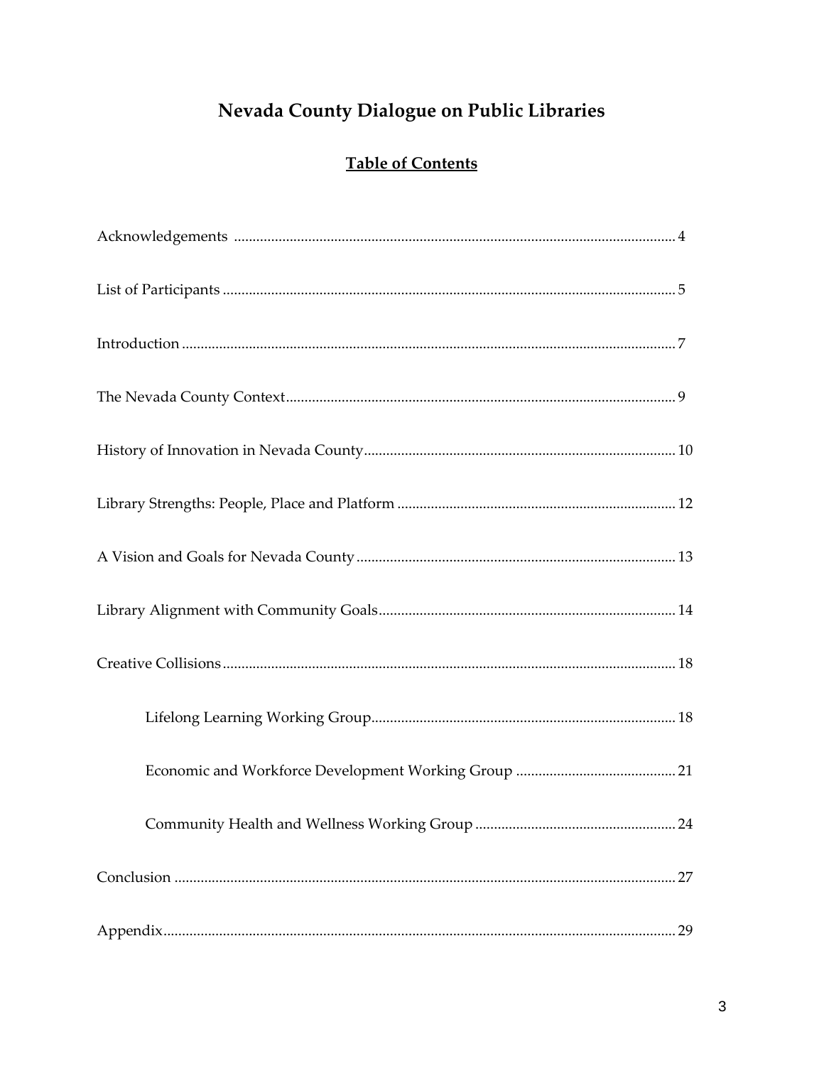# Nevada County Dialogue on Public Libraries

## Table of Contents

Acknowledgements ..................................................................................................... 4

List of Participants ........................................................................................................ 5

Introduction ................................................................................................................... 7

The Nevada County Context ........................................................................................ 9

History of Innovation in Nevada County .................................................................. 10

Library Strengths: People, Place and Platform .......................................................... 12

A Vision and Goals for Nevada County ..................................................................... 13

Library Alignment with Community Goals ............................................................... 14

Creative Collisions ........................................................................................................ 18

- Lifelong Learning Working Group ................................................................ 18
- Economic and Workforce Development Working Group ........................... 21
- Community Health and Wellness Working Group ..................................... 24

Conclusion ..................................................................................................................... 27

Appendix ........................................................................................................................ 29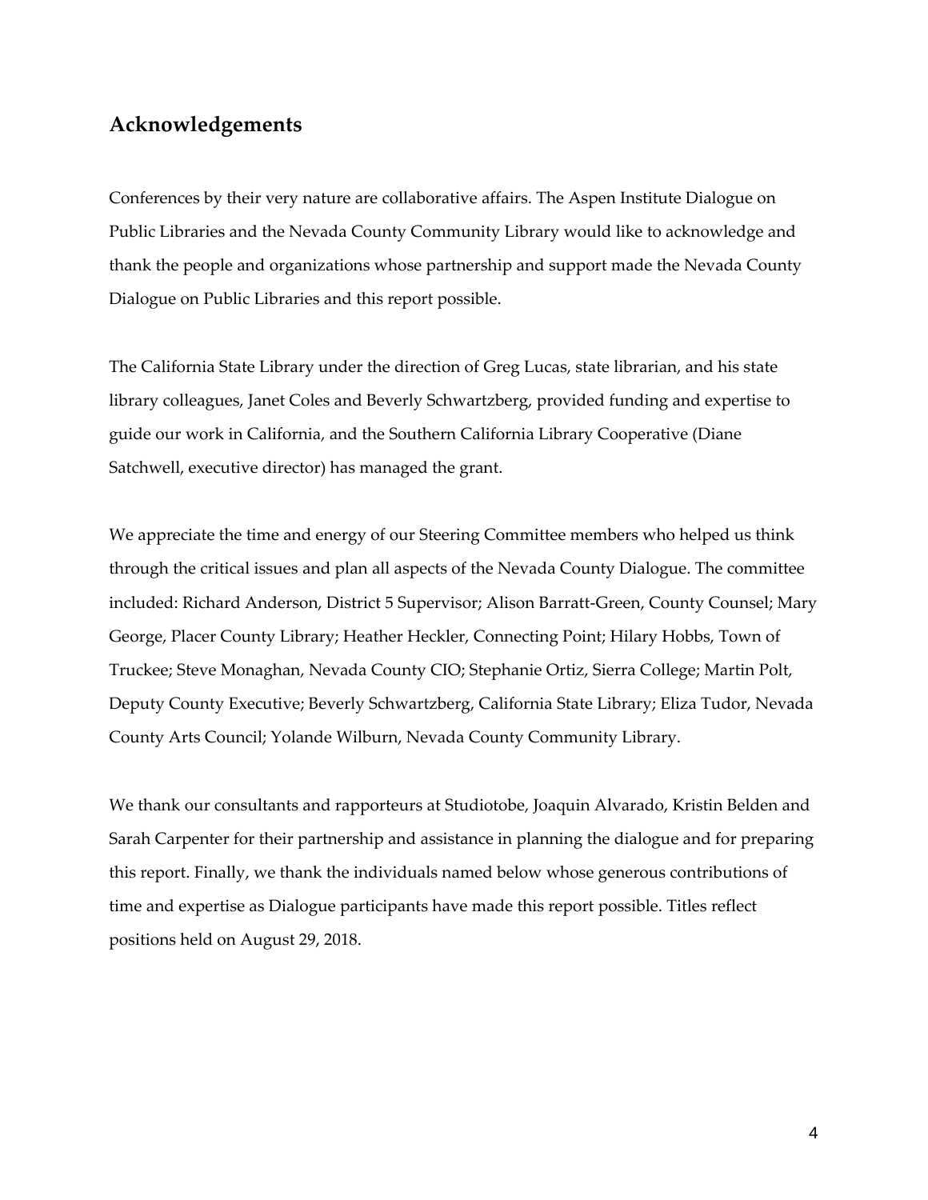## Acknowledgements

Conferences by their very nature are collaborative affairs. The Aspen Institute Dialogue on Public Libraries and the Nevada County Community Library would like to acknowledge and thank the people and organizations whose partnership and support made the Nevada County Dialogue on Public Libraries and this report possible.

The California State Library under the direction of Greg Lucas, state librarian, and his state library colleagues, Janet Coles and Beverly Schwartzberg, provided funding and expertise to guide our work in California, and the Southern California Library Cooperative (Diane Satchwell, executive director) has managed the grant.

We appreciate the time and energy of our Steering Committee members who helped us think through the critical issues and plan all aspects of the Nevada County Dialogue. The committee included: Richard Anderson, District 5 Supervisor; Alison Barratt-Green, County Counsel; Mary George, Placer County Library; Heather Heckler, Connecting Point; Hilary Hobbs, Town of Truckee; Steve Monaghan, Nevada County CIO; Stephanie Ortiz, Sierra College; Martin Polt, Deputy County Executive; Beverly Schwartzberg, California State Library; Eliza Tudor, Nevada County Arts Council; Yolande Wilburn, Nevada County Community Library.

We thank our consultants and rapporteurs at Studiotobe, Joaquin Alvarado, Kristin Belden and Sarah Carpenter for their partnership and assistance in planning the dialogue and for preparing this report. Finally, we thank the individuals named below whose generous contributions of time and expertise as Dialogue participants have made this report possible. Titles reflect positions held on August 29, 2018.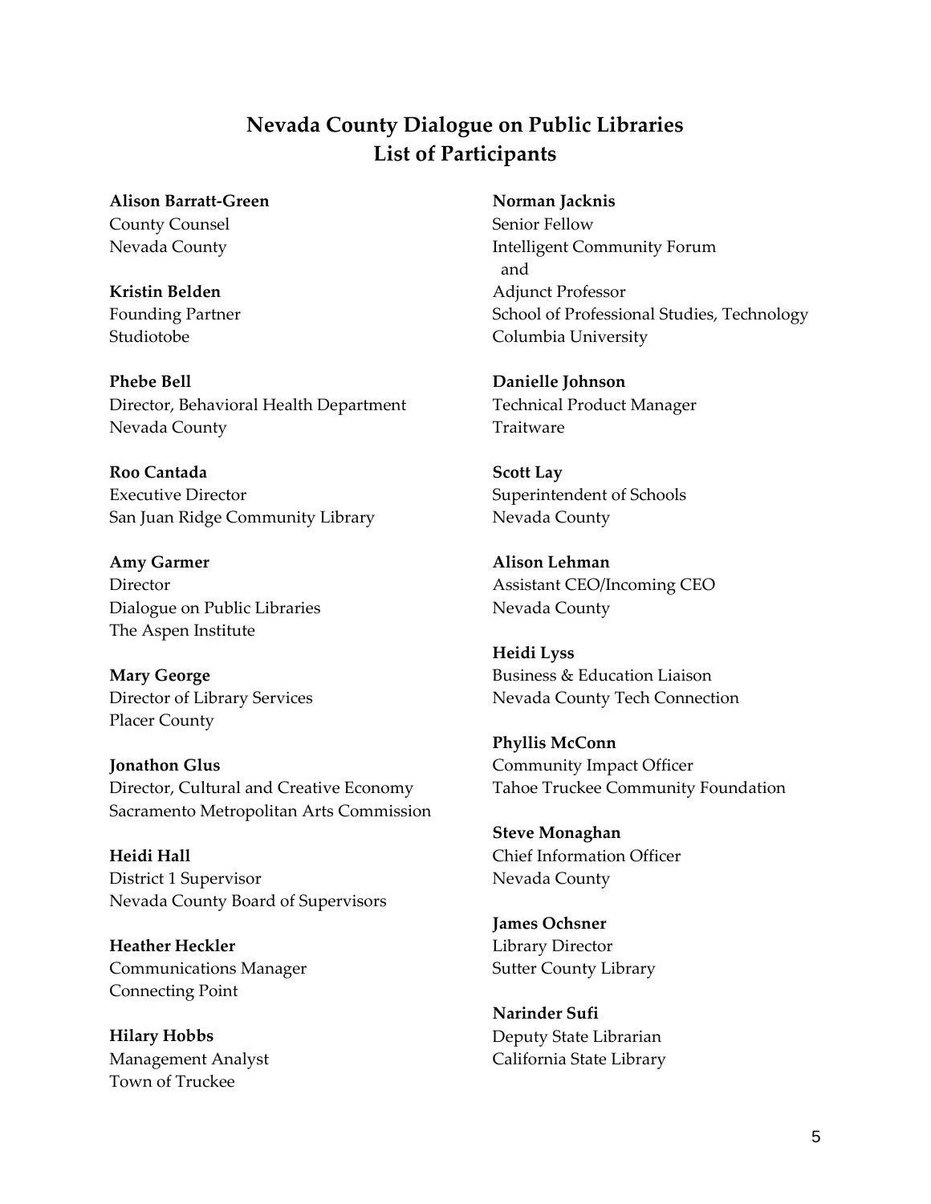# Nevada County Dialogue on Public Libraries
## List of Participants

**Alison Barratt-Green**
County Counsel
Nevada County

**Kristin Belden**
Founding Partner
Studiotobe

**Phebe Bell**
Director, Behavioral Health Department
Nevada County

**Roo Cantada**
Executive Director
San Juan Ridge Community Library

**Amy Garmer**
Director
Dialogue on Public Libraries
The Aspen Institute

**Mary George**
Director of Library Services
Placer County

**Jonathon Glus**
Director, Cultural and Creative Economy
Sacramento Metropolitan Arts Commission

**Heidi Hall**
District 1 Supervisor
Nevada County Board of Supervisors

**Heather Heckler**
Communications Manager
Connecting Point

**Hilary Hobbs**
Management Analyst
Town of Truckee

**Norman Jacknis**
Senior Fellow
Intelligent Community Forum
and
Adjunct Professor
School of Professional Studies, Technology
Columbia University

**Danielle Johnson**
Technical Product Manager
Traitware

**Scott Lay**
Superintendent of Schools
Nevada County

**Alison Lehman**
Assistant CEO/Incoming CEO
Nevada County

**Heidi Lyss**
Business & Education Liaison
Nevada County Tech Connection

**Phyllis McConn**
Community Impact Officer
Tahoe Truckee Community Foundation

**Steve Monaghan**
Chief Information Officer
Nevada County

**James Ochsner**
Library Director
Sutter County Library

**Narinder Sufi**
Deputy State Librarian
California State Library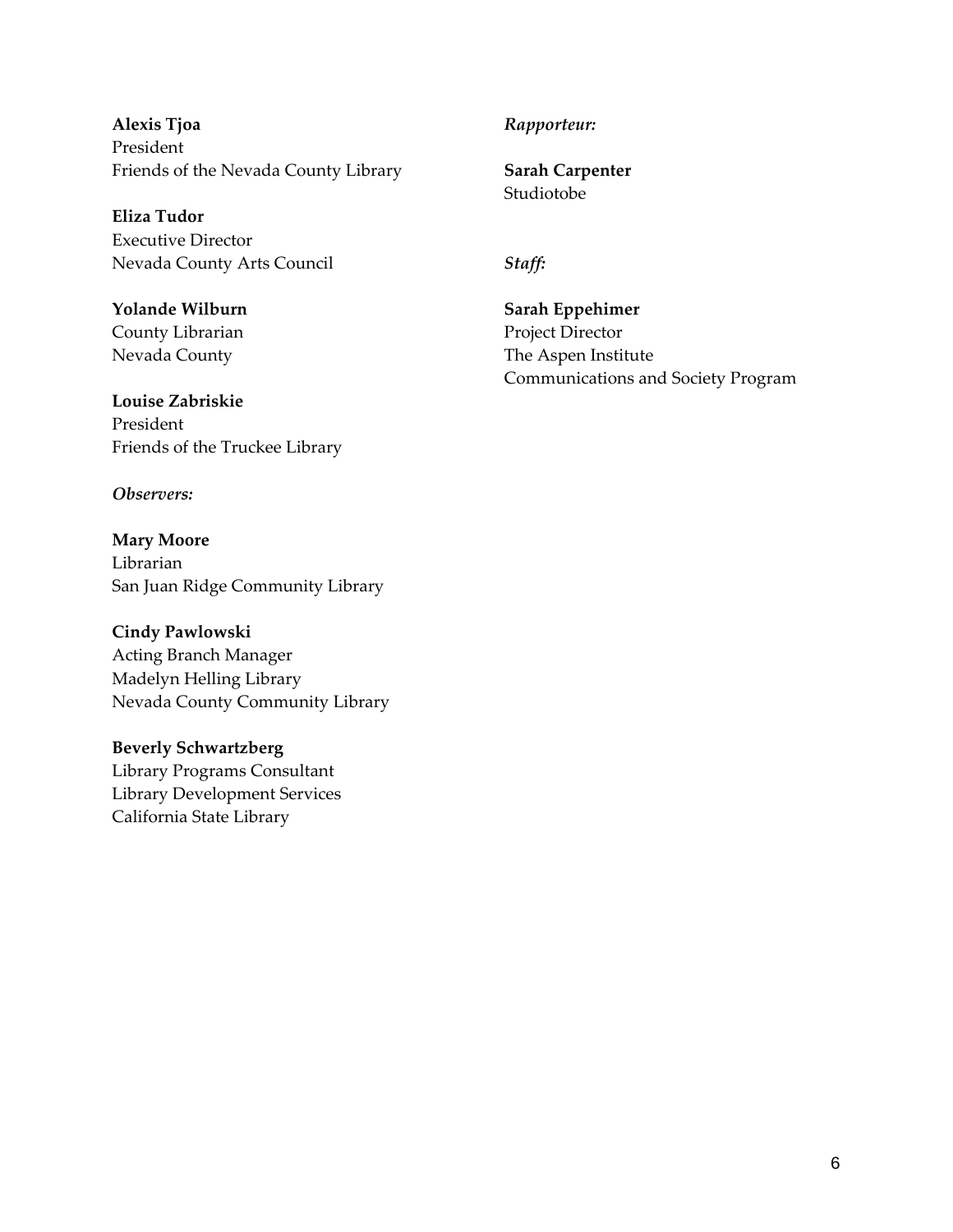**Alexis Tjoa**
President
Friends of the Nevada County Library

**Eliza Tudor**
Executive Director
Nevada County Arts Council

**Yolande Wilburn**
County Librarian
Nevada County

**Louise Zabriskie**
President
Friends of the Truckee Library

*Observers:*

**Mary Moore**
Librarian
San Juan Ridge Community Library

**Cindy Pawlowski**
Acting Branch Manager
Madelyn Helling Library
Nevada County Community Library

**Beverly Schwartzberg**
Library Programs Consultant
Library Development Services
California State Library

*Rapporteur:*

**Sarah Carpenter**
Studiotobe

*Staff:*

**Sarah Eppehimer**
Project Director
The Aspen Institute
Communications and Society Program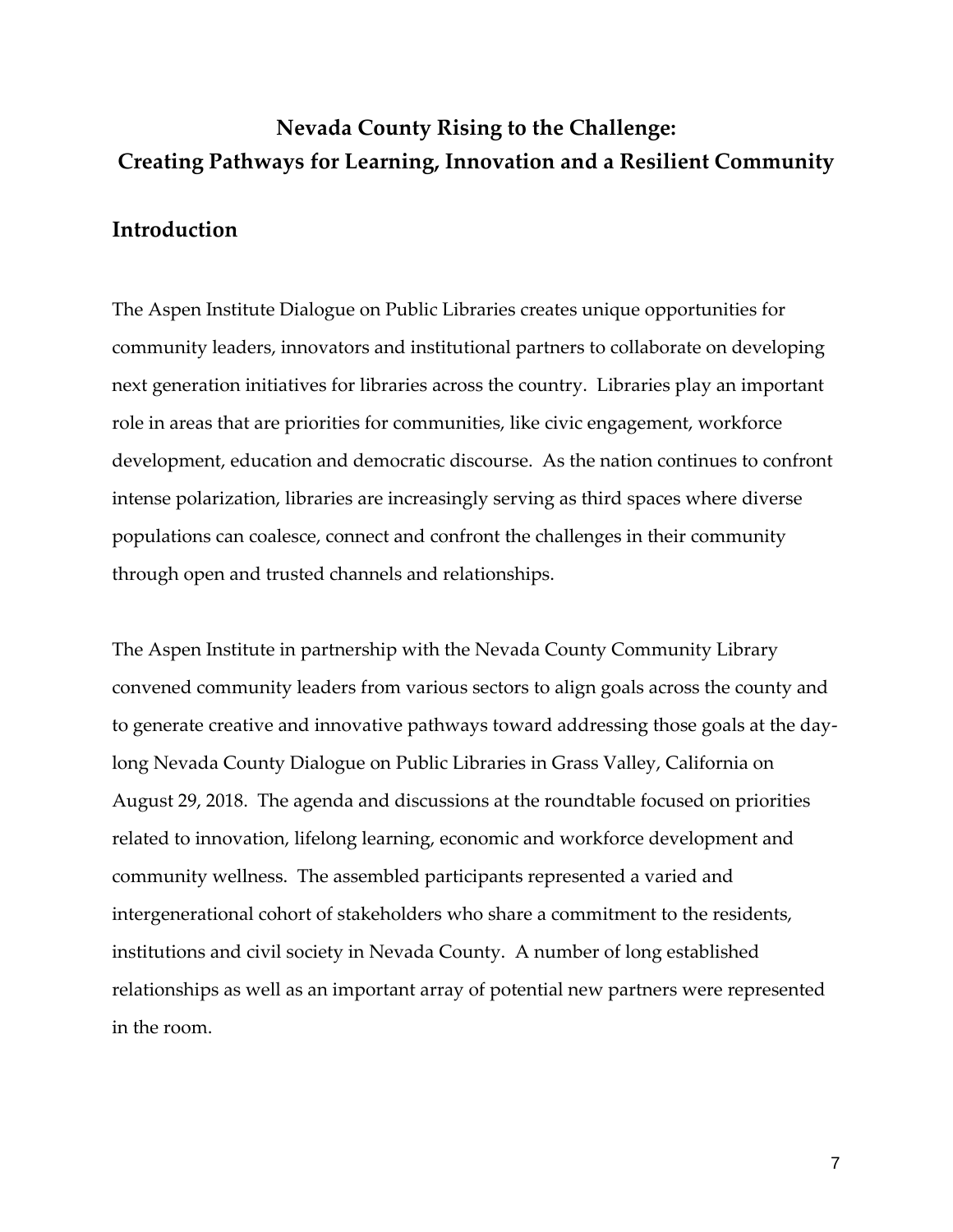# Nevada County Rising to the Challenge: Creating Pathways for Learning, Innovation and a Resilient Community

## Introduction

The Aspen Institute Dialogue on Public Libraries creates unique opportunities for community leaders, innovators and institutional partners to collaborate on developing next generation initiatives for libraries across the country. Libraries play an important role in areas that are priorities for communities, like civic engagement, workforce development, education and democratic discourse. As the nation continues to confront intense polarization, libraries are increasingly serving as third spaces where diverse populations can coalesce, connect and confront the challenges in their community through open and trusted channels and relationships.

The Aspen Institute in partnership with the Nevada County Community Library convened community leaders from various sectors to align goals across the county and to generate creative and innovative pathways toward addressing those goals at the day-long Nevada County Dialogue on Public Libraries in Grass Valley, California on August 29, 2018. The agenda and discussions at the roundtable focused on priorities related to innovation, lifelong learning, economic and workforce development and community wellness. The assembled participants represented a varied and intergenerational cohort of stakeholders who share a commitment to the residents, institutions and civil society in Nevada County. A number of long established relationships as well as an important array of potential new partners were represented in the room.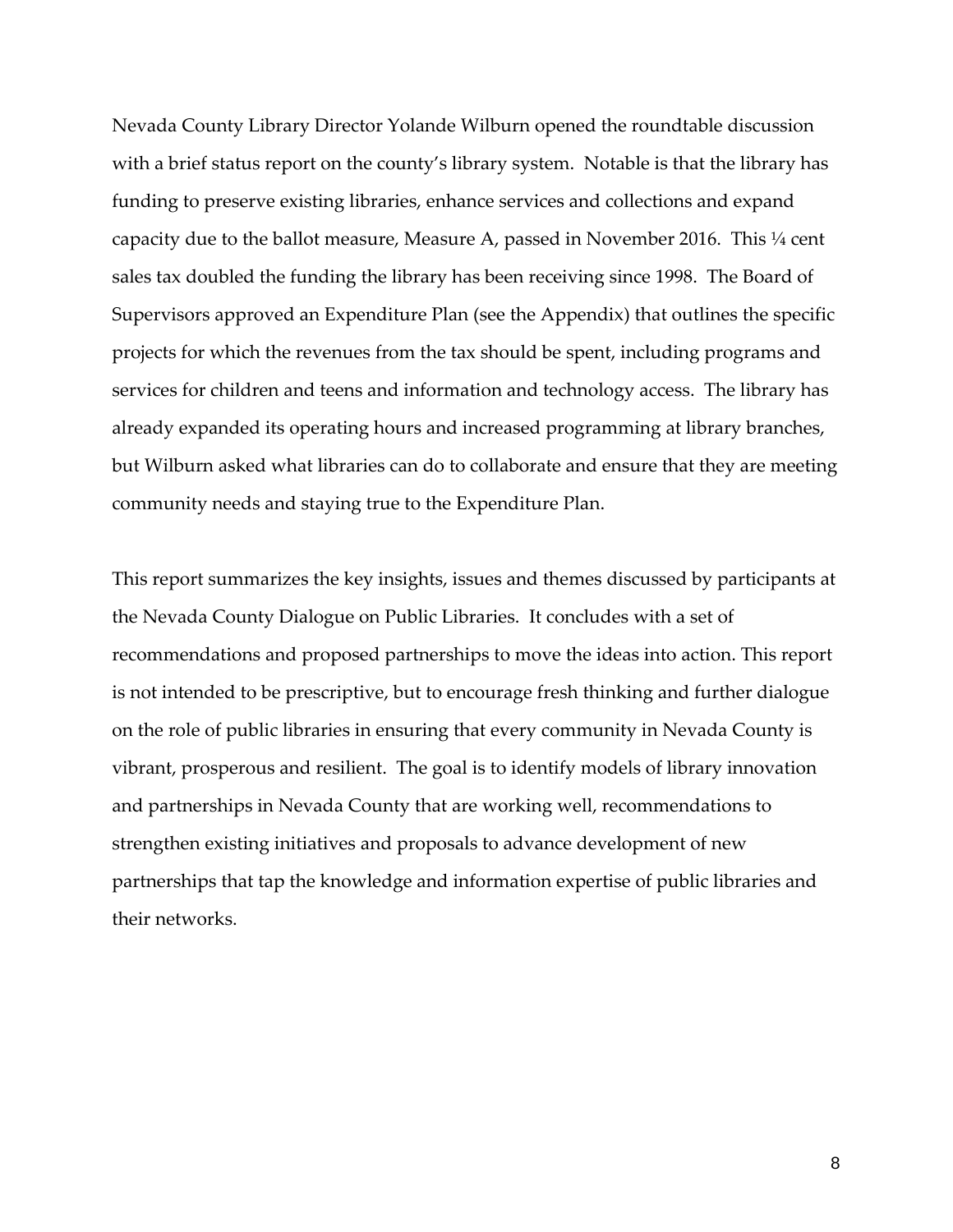Nevada County Library Director Yolande Wilburn opened the roundtable discussion with a brief status report on the county's library system. Notable is that the library has funding to preserve existing libraries, enhance services and collections and expand capacity due to the ballot measure, Measure A, passed in November 2016. This ¼ cent sales tax doubled the funding the library has been receiving since 1998. The Board of Supervisors approved an Expenditure Plan (see the Appendix) that outlines the specific projects for which the revenues from the tax should be spent, including programs and services for children and teens and information and technology access. The library has already expanded its operating hours and increased programming at library branches, but Wilburn asked what libraries can do to collaborate and ensure that they are meeting community needs and staying true to the Expenditure Plan.

This report summarizes the key insights, issues and themes discussed by participants at the Nevada County Dialogue on Public Libraries. It concludes with a set of recommendations and proposed partnerships to move the ideas into action. This report is not intended to be prescriptive, but to encourage fresh thinking and further dialogue on the role of public libraries in ensuring that every community in Nevada County is vibrant, prosperous and resilient. The goal is to identify models of library innovation and partnerships in Nevada County that are working well, recommendations to strengthen existing initiatives and proposals to advance development of new partnerships that tap the knowledge and information expertise of public libraries and their networks.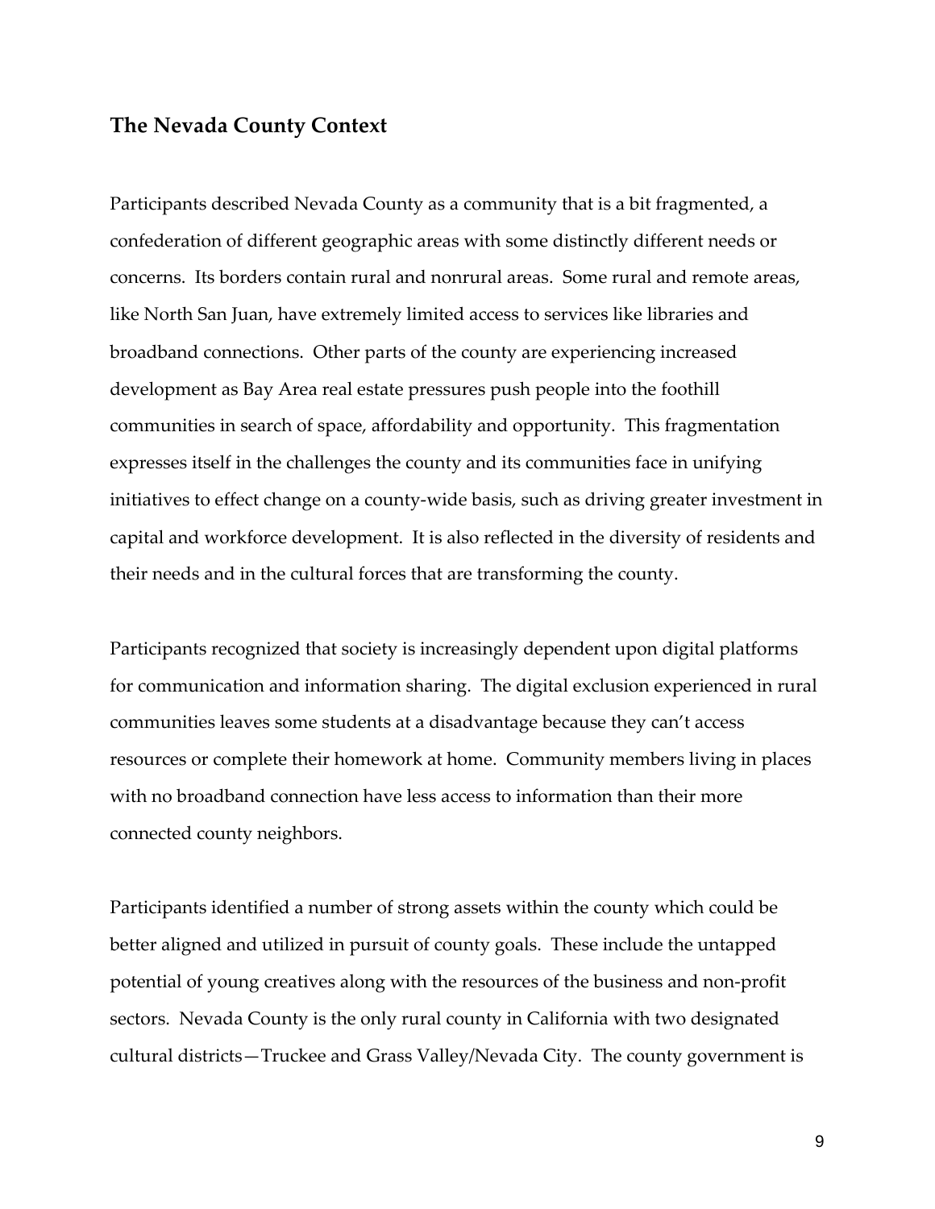## The Nevada County Context

Participants described Nevada County as a community that is a bit fragmented, a confederation of different geographic areas with some distinctly different needs or concerns. Its borders contain rural and nonrural areas. Some rural and remote areas, like North San Juan, have extremely limited access to services like libraries and broadband connections. Other parts of the county are experiencing increased development as Bay Area real estate pressures push people into the foothill communities in search of space, affordability and opportunity. This fragmentation expresses itself in the challenges the county and its communities face in unifying initiatives to effect change on a county-wide basis, such as driving greater investment in capital and workforce development. It is also reflected in the diversity of residents and their needs and in the cultural forces that are transforming the county.

Participants recognized that society is increasingly dependent upon digital platforms for communication and information sharing. The digital exclusion experienced in rural communities leaves some students at a disadvantage because they can't access resources or complete their homework at home. Community members living in places with no broadband connection have less access to information than their more connected county neighbors.

Participants identified a number of strong assets within the county which could be better aligned and utilized in pursuit of county goals. These include the untapped potential of young creatives along with the resources of the business and non-profit sectors. Nevada County is the only rural county in California with two designated cultural districts—Truckee and Grass Valley/Nevada City. The county government is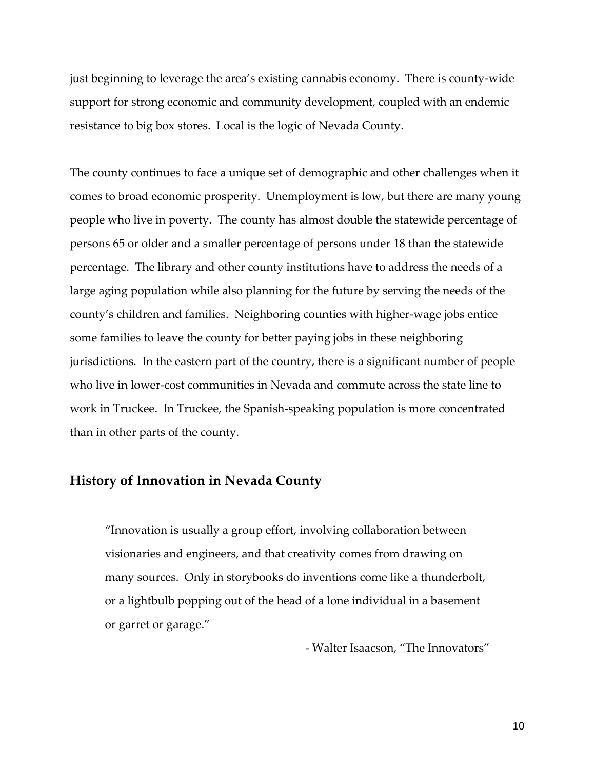just beginning to leverage the area's existing cannabis economy. There is county-wide support for strong economic and community development, coupled with an endemic resistance to big box stores. Local is the logic of Nevada County.

The county continues to face a unique set of demographic and other challenges when it comes to broad economic prosperity. Unemployment is low, but there are many young people who live in poverty. The county has almost double the statewide percentage of persons 65 or older and a smaller percentage of persons under 18 than the statewide percentage. The library and other county institutions have to address the needs of a large aging population while also planning for the future by serving the needs of the county's children and families. Neighboring counties with higher-wage jobs entice some families to leave the county for better paying jobs in these neighboring jurisdictions. In the eastern part of the country, there is a significant number of people who live in lower-cost communities in Nevada and commute across the state line to work in Truckee. In Truckee, the Spanish-speaking population is more concentrated than in other parts of the county.

## History of Innovation in Nevada County

> "Innovation is usually a group effort, involving collaboration between visionaries and engineers, and that creativity comes from drawing on many sources. Only in storybooks do inventions come like a thunderbolt, or a lightbulb popping out of the head of a lone individual in a basement or garret or garage."
>
> - Walter Isaacson, "The Innovators"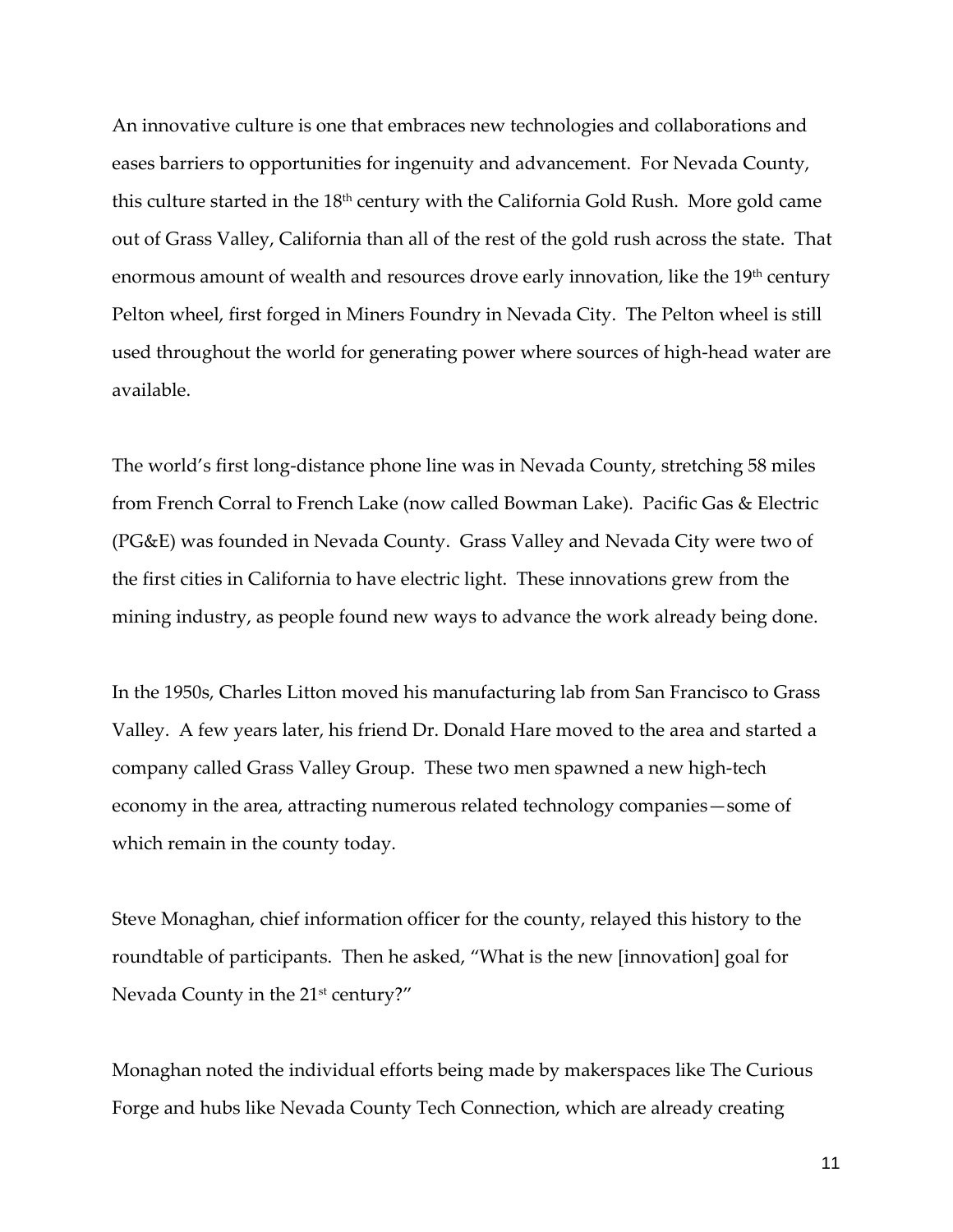An innovative culture is one that embraces new technologies and collaborations and eases barriers to opportunities for ingenuity and advancement. For Nevada County, this culture started in the 18th century with the California Gold Rush. More gold came out of Grass Valley, California than all of the rest of the gold rush across the state. That enormous amount of wealth and resources drove early innovation, like the 19th century Pelton wheel, first forged in Miners Foundry in Nevada City. The Pelton wheel is still used throughout the world for generating power where sources of high-head water are available.

The world's first long-distance phone line was in Nevada County, stretching 58 miles from French Corral to French Lake (now called Bowman Lake). Pacific Gas & Electric (PG&E) was founded in Nevada County. Grass Valley and Nevada City were two of the first cities in California to have electric light. These innovations grew from the mining industry, as people found new ways to advance the work already being done.

In the 1950s, Charles Litton moved his manufacturing lab from San Francisco to Grass Valley. A few years later, his friend Dr. Donald Hare moved to the area and started a company called Grass Valley Group. These two men spawned a new high-tech economy in the area, attracting numerous related technology companies—some of which remain in the county today.

Steve Monaghan, chief information officer for the county, relayed this history to the roundtable of participants. Then he asked, "What is the new [innovation] goal for Nevada County in the 21st century?"

Monaghan noted the individual efforts being made by makerspaces like The Curious Forge and hubs like Nevada County Tech Connection, which are already creating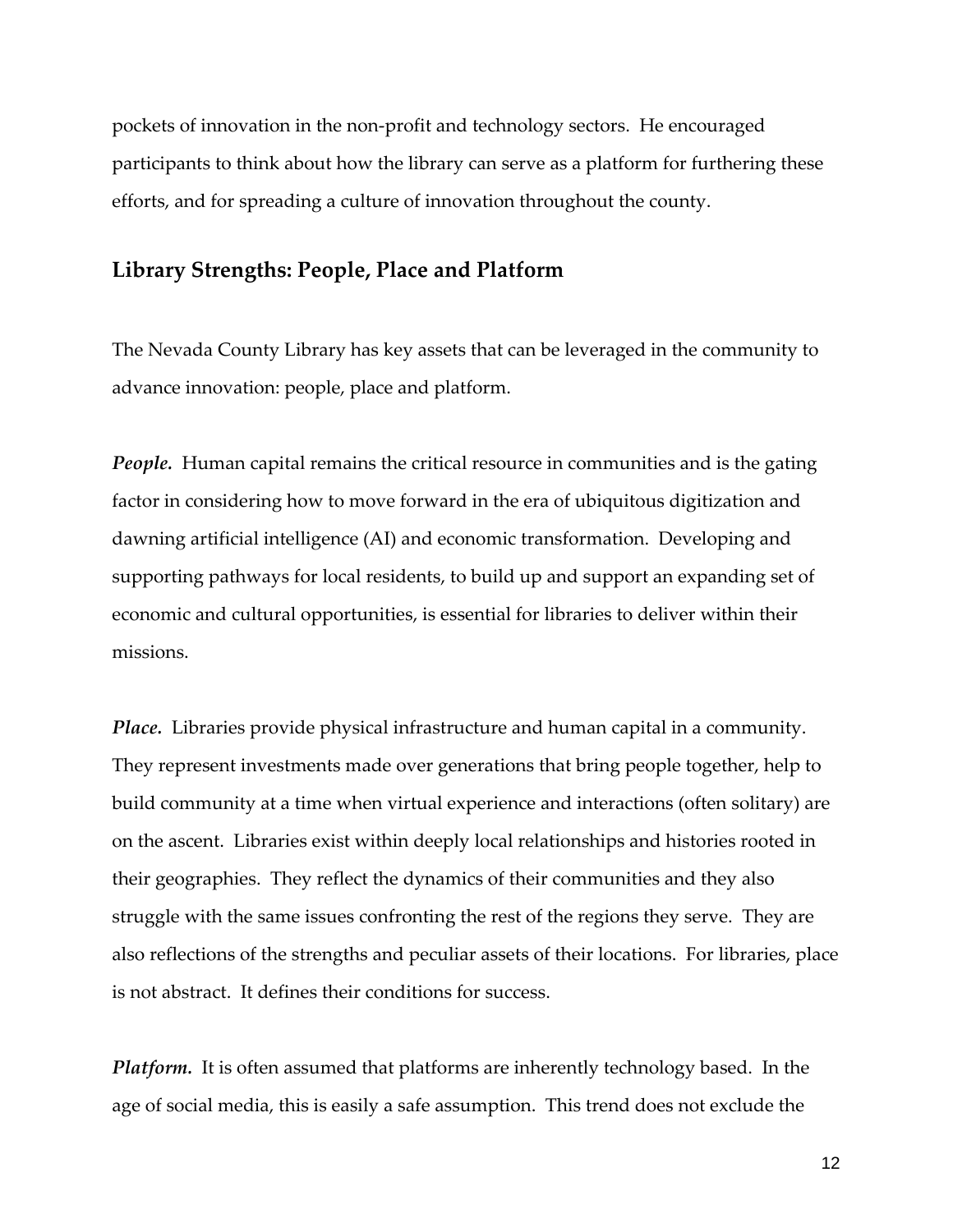pockets of innovation in the non-profit and technology sectors. He encouraged participants to think about how the library can serve as a platform for furthering these efforts, and for spreading a culture of innovation throughout the county.

## Library Strengths: People, Place and Platform

The Nevada County Library has key assets that can be leveraged in the community to advance innovation: people, place and platform.

***People.*** Human capital remains the critical resource in communities and is the gating factor in considering how to move forward in the era of ubiquitous digitization and dawning artificial intelligence (AI) and economic transformation. Developing and supporting pathways for local residents, to build up and support an expanding set of economic and cultural opportunities, is essential for libraries to deliver within their missions.

***Place.*** Libraries provide physical infrastructure and human capital in a community. They represent investments made over generations that bring people together, help to build community at a time when virtual experience and interactions (often solitary) are on the ascent. Libraries exist within deeply local relationships and histories rooted in their geographies. They reflect the dynamics of their communities and they also struggle with the same issues confronting the rest of the regions they serve. They are also reflections of the strengths and peculiar assets of their locations. For libraries, place is not abstract. It defines their conditions for success.

***Platform.*** It is often assumed that platforms are inherently technology based. In the age of social media, this is easily a safe assumption. This trend does not exclude the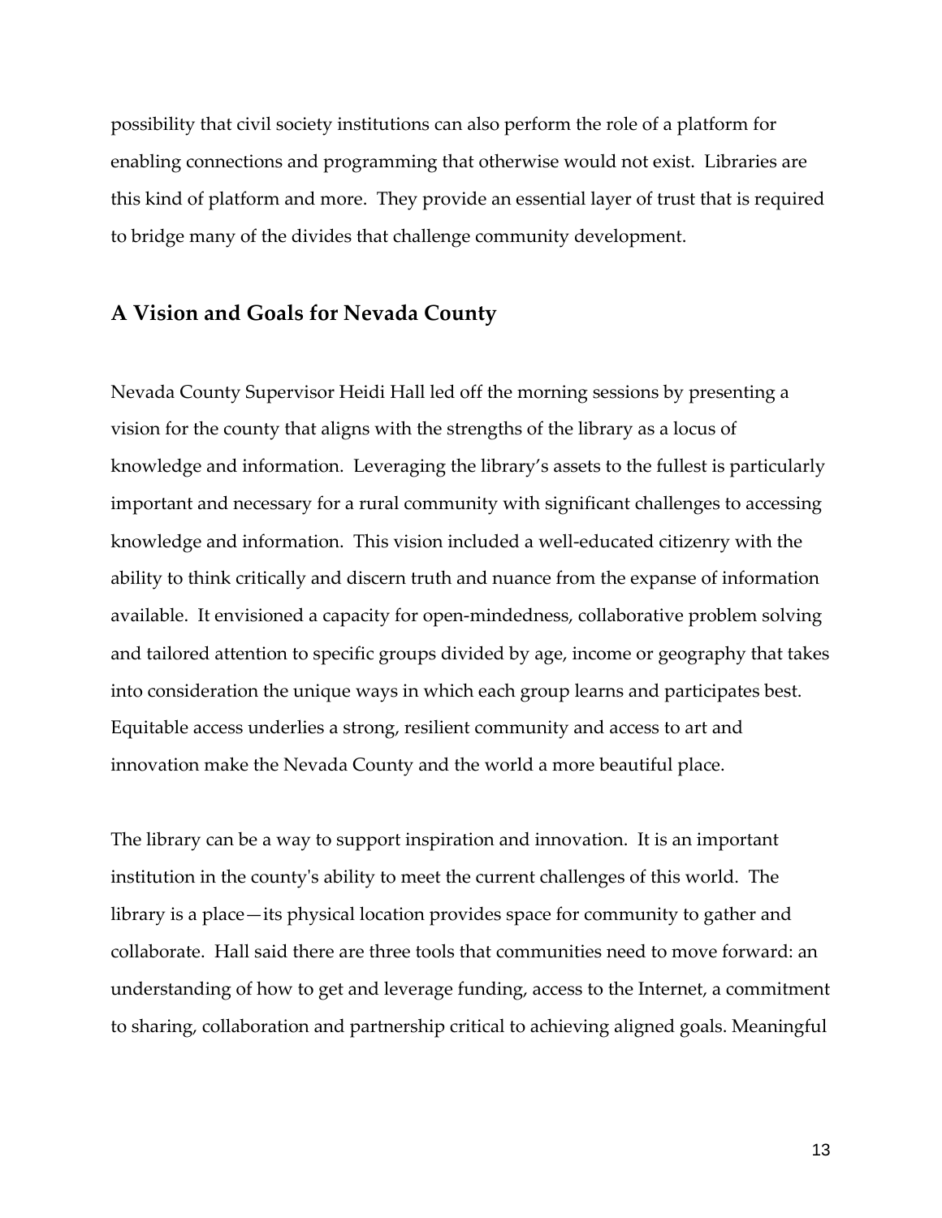possibility that civil society institutions can also perform the role of a platform for enabling connections and programming that otherwise would not exist. Libraries are this kind of platform and more. They provide an essential layer of trust that is required to bridge many of the divides that challenge community development.

## A Vision and Goals for Nevada County

Nevada County Supervisor Heidi Hall led off the morning sessions by presenting a vision for the county that aligns with the strengths of the library as a locus of knowledge and information. Leveraging the library's assets to the fullest is particularly important and necessary for a rural community with significant challenges to accessing knowledge and information. This vision included a well-educated citizenry with the ability to think critically and discern truth and nuance from the expanse of information available. It envisioned a capacity for open-mindedness, collaborative problem solving and tailored attention to specific groups divided by age, income or geography that takes into consideration the unique ways in which each group learns and participates best. Equitable access underlies a strong, resilient community and access to art and innovation make the Nevada County and the world a more beautiful place.

The library can be a way to support inspiration and innovation. It is an important institution in the county's ability to meet the current challenges of this world. The library is a place—its physical location provides space for community to gather and collaborate. Hall said there are three tools that communities need to move forward: an understanding of how to get and leverage funding, access to the Internet, a commitment to sharing, collaboration and partnership critical to achieving aligned goals. Meaningful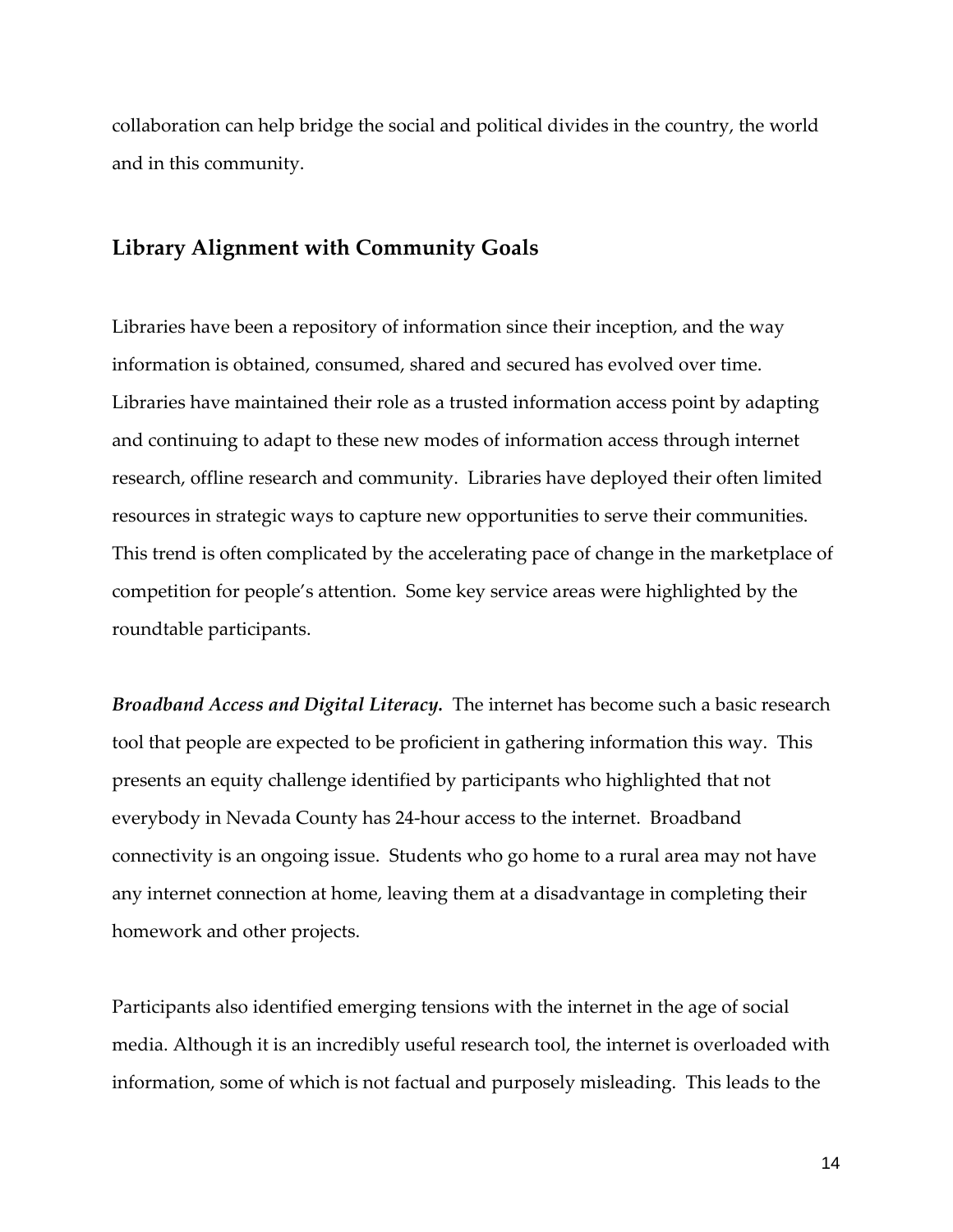collaboration can help bridge the social and political divides in the country, the world and in this community.

## Library Alignment with Community Goals

Libraries have been a repository of information since their inception, and the way information is obtained, consumed, shared and secured has evolved over time. Libraries have maintained their role as a trusted information access point by adapting and continuing to adapt to these new modes of information access through internet research, offline research and community. Libraries have deployed their often limited resources in strategic ways to capture new opportunities to serve their communities. This trend is often complicated by the accelerating pace of change in the marketplace of competition for people's attention. Some key service areas were highlighted by the roundtable participants.

***Broadband Access and Digital Literacy.*** The internet has become such a basic research tool that people are expected to be proficient in gathering information this way. This presents an equity challenge identified by participants who highlighted that not everybody in Nevada County has 24-hour access to the internet. Broadband connectivity is an ongoing issue. Students who go home to a rural area may not have any internet connection at home, leaving them at a disadvantage in completing their homework and other projects.

Participants also identified emerging tensions with the internet in the age of social media. Although it is an incredibly useful research tool, the internet is overloaded with information, some of which is not factual and purposely misleading. This leads to the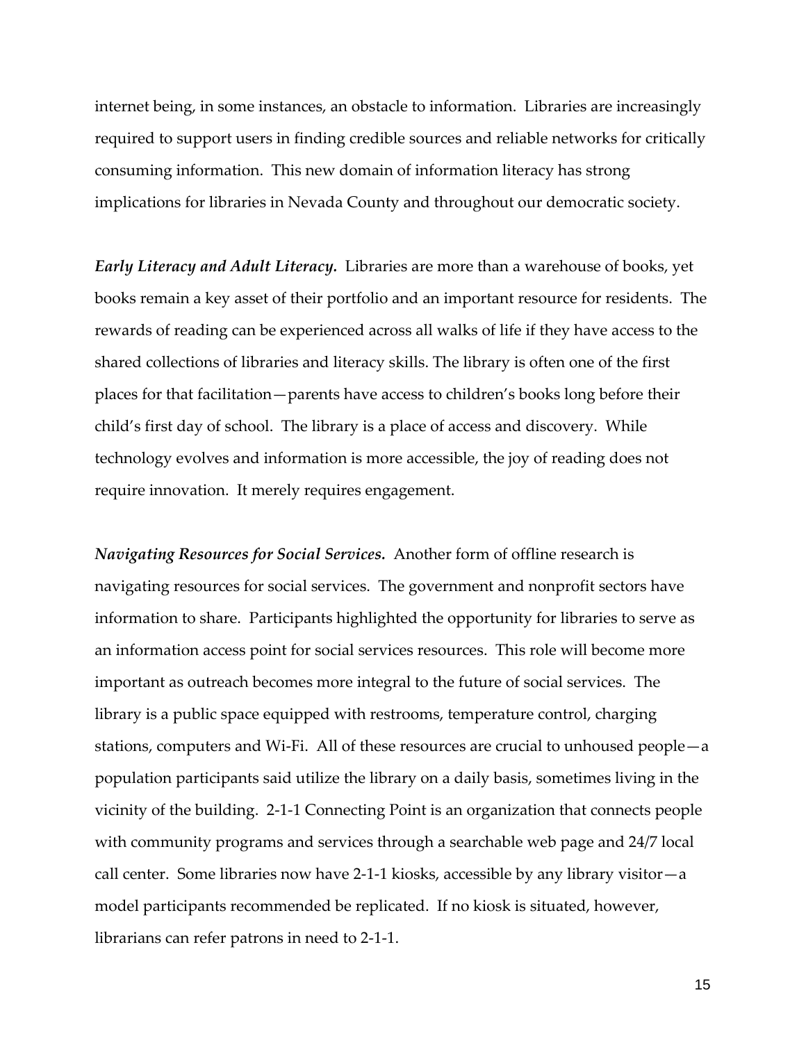internet being, in some instances, an obstacle to information. Libraries are increasingly required to support users in finding credible sources and reliable networks for critically consuming information. This new domain of information literacy has strong implications for libraries in Nevada County and throughout our democratic society.

***Early Literacy and Adult Literacy.*** Libraries are more than a warehouse of books, yet books remain a key asset of their portfolio and an important resource for residents. The rewards of reading can be experienced across all walks of life if they have access to the shared collections of libraries and literacy skills. The library is often one of the first places for that facilitation—parents have access to children's books long before their child's first day of school. The library is a place of access and discovery. While technology evolves and information is more accessible, the joy of reading does not require innovation. It merely requires engagement.

***Navigating Resources for Social Services.*** Another form of offline research is navigating resources for social services. The government and nonprofit sectors have information to share. Participants highlighted the opportunity for libraries to serve as an information access point for social services resources. This role will become more important as outreach becomes more integral to the future of social services. The library is a public space equipped with restrooms, temperature control, charging stations, computers and Wi-Fi. All of these resources are crucial to unhoused people—a population participants said utilize the library on a daily basis, sometimes living in the vicinity of the building. 2-1-1 Connecting Point is an organization that connects people with community programs and services through a searchable web page and 24/7 local call center. Some libraries now have 2-1-1 kiosks, accessible by any library visitor—a model participants recommended be replicated. If no kiosk is situated, however, librarians can refer patrons in need to 2-1-1.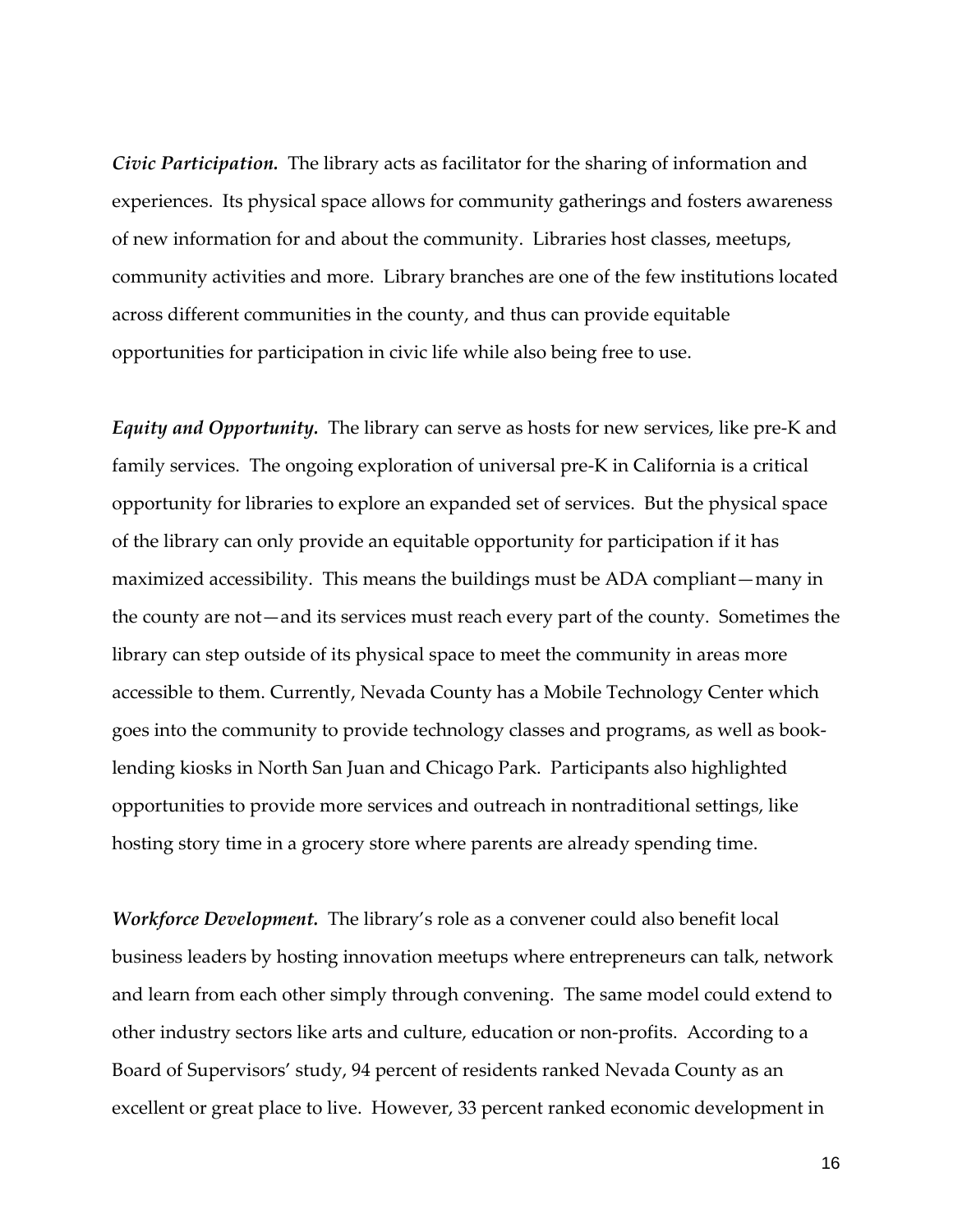***Civic Participation.*** The library acts as facilitator for the sharing of information and experiences. Its physical space allows for community gatherings and fosters awareness of new information for and about the community. Libraries host classes, meetups, community activities and more. Library branches are one of the few institutions located across different communities in the county, and thus can provide equitable opportunities for participation in civic life while also being free to use.

***Equity and Opportunity.*** The library can serve as hosts for new services, like pre-K and family services. The ongoing exploration of universal pre-K in California is a critical opportunity for libraries to explore an expanded set of services. But the physical space of the library can only provide an equitable opportunity for participation if it has maximized accessibility. This means the buildings must be ADA compliant—many in the county are not—and its services must reach every part of the county. Sometimes the library can step outside of its physical space to meet the community in areas more accessible to them. Currently, Nevada County has a Mobile Technology Center which goes into the community to provide technology classes and programs, as well as book-lending kiosks in North San Juan and Chicago Park. Participants also highlighted opportunities to provide more services and outreach in nontraditional settings, like hosting story time in a grocery store where parents are already spending time.

***Workforce Development.*** The library's role as a convener could also benefit local business leaders by hosting innovation meetups where entrepreneurs can talk, network and learn from each other simply through convening. The same model could extend to other industry sectors like arts and culture, education or non-profits. According to a Board of Supervisors' study, 94 percent of residents ranked Nevada County as an excellent or great place to live. However, 33 percent ranked economic development in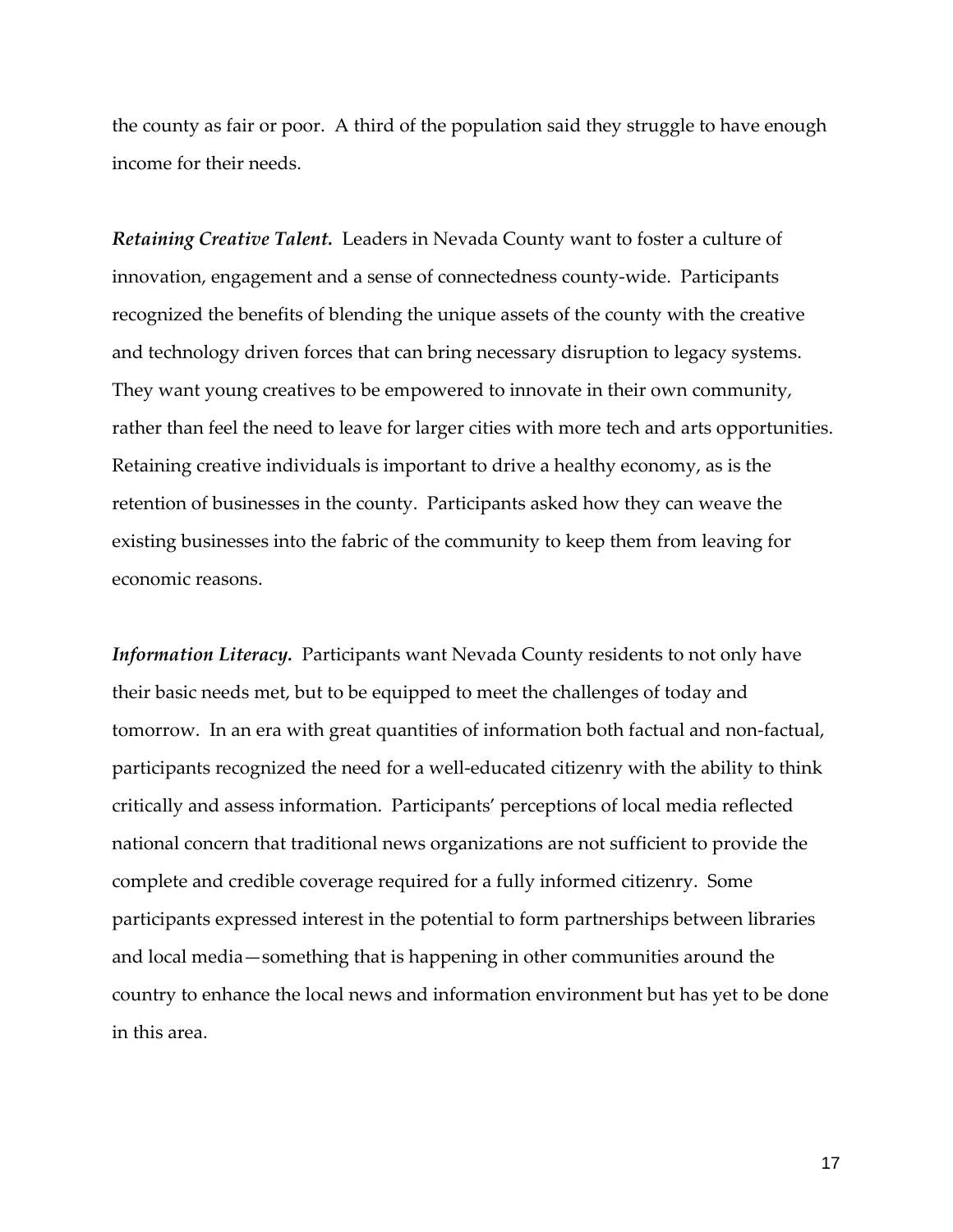the county as fair or poor. A third of the population said they struggle to have enough income for their needs.

***Retaining Creative Talent.*** Leaders in Nevada County want to foster a culture of innovation, engagement and a sense of connectedness county-wide. Participants recognized the benefits of blending the unique assets of the county with the creative and technology driven forces that can bring necessary disruption to legacy systems. They want young creatives to be empowered to innovate in their own community, rather than feel the need to leave for larger cities with more tech and arts opportunities. Retaining creative individuals is important to drive a healthy economy, as is the retention of businesses in the county. Participants asked how they can weave the existing businesses into the fabric of the community to keep them from leaving for economic reasons.

***Information Literacy.*** Participants want Nevada County residents to not only have their basic needs met, but to be equipped to meet the challenges of today and tomorrow. In an era with great quantities of information both factual and non-factual, participants recognized the need for a well-educated citizenry with the ability to think critically and assess information. Participants' perceptions of local media reflected national concern that traditional news organizations are not sufficient to provide the complete and credible coverage required for a fully informed citizenry. Some participants expressed interest in the potential to form partnerships between libraries and local media—something that is happening in other communities around the country to enhance the local news and information environment but has yet to be done in this area.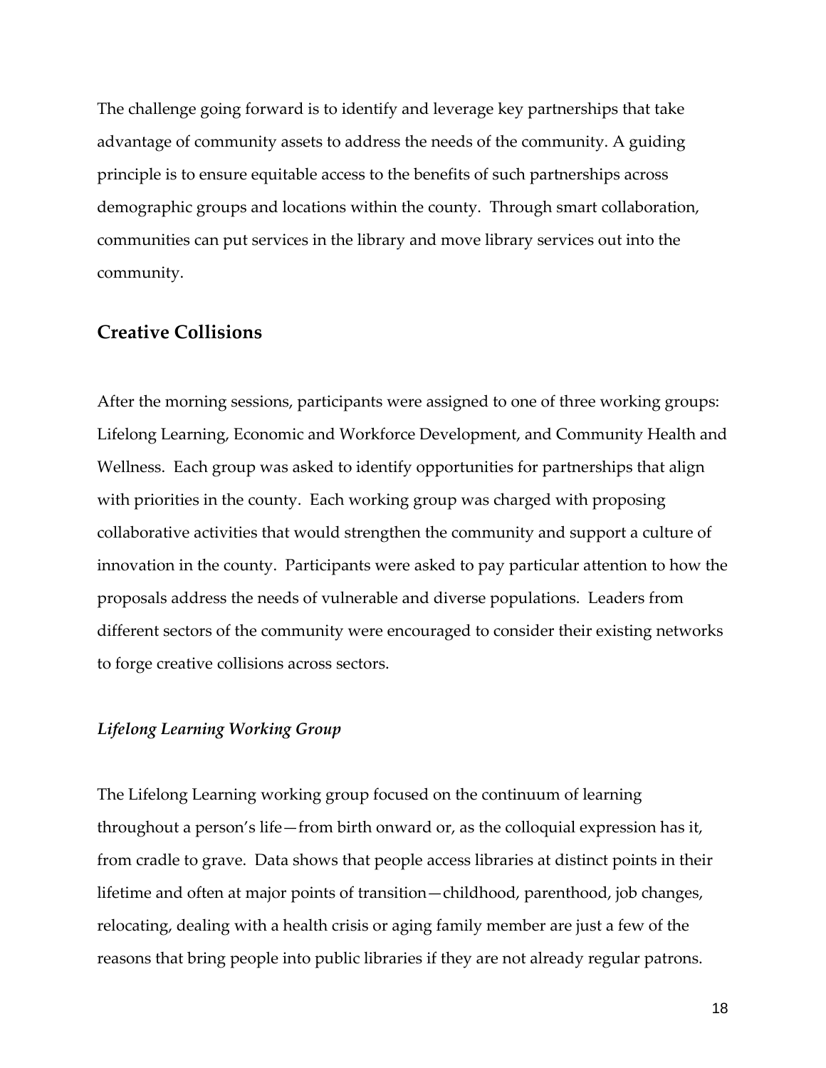The challenge going forward is to identify and leverage key partnerships that take advantage of community assets to address the needs of the community. A guiding principle is to ensure equitable access to the benefits of such partnerships across demographic groups and locations within the county. Through smart collaboration, communities can put services in the library and move library services out into the community.

## Creative Collisions

After the morning sessions, participants were assigned to one of three working groups: Lifelong Learning, Economic and Workforce Development, and Community Health and Wellness. Each group was asked to identify opportunities for partnerships that align with priorities in the county. Each working group was charged with proposing collaborative activities that would strengthen the community and support a culture of innovation in the county. Participants were asked to pay particular attention to how the proposals address the needs of vulnerable and diverse populations. Leaders from different sectors of the community were encouraged to consider their existing networks to forge creative collisions across sectors.

### *Lifelong Learning Working Group*

The Lifelong Learning working group focused on the continuum of learning throughout a person's life—from birth onward or, as the colloquial expression has it, from cradle to grave. Data shows that people access libraries at distinct points in their lifetime and often at major points of transition—childhood, parenthood, job changes, relocating, dealing with a health crisis or aging family member are just a few of the reasons that bring people into public libraries if they are not already regular patrons.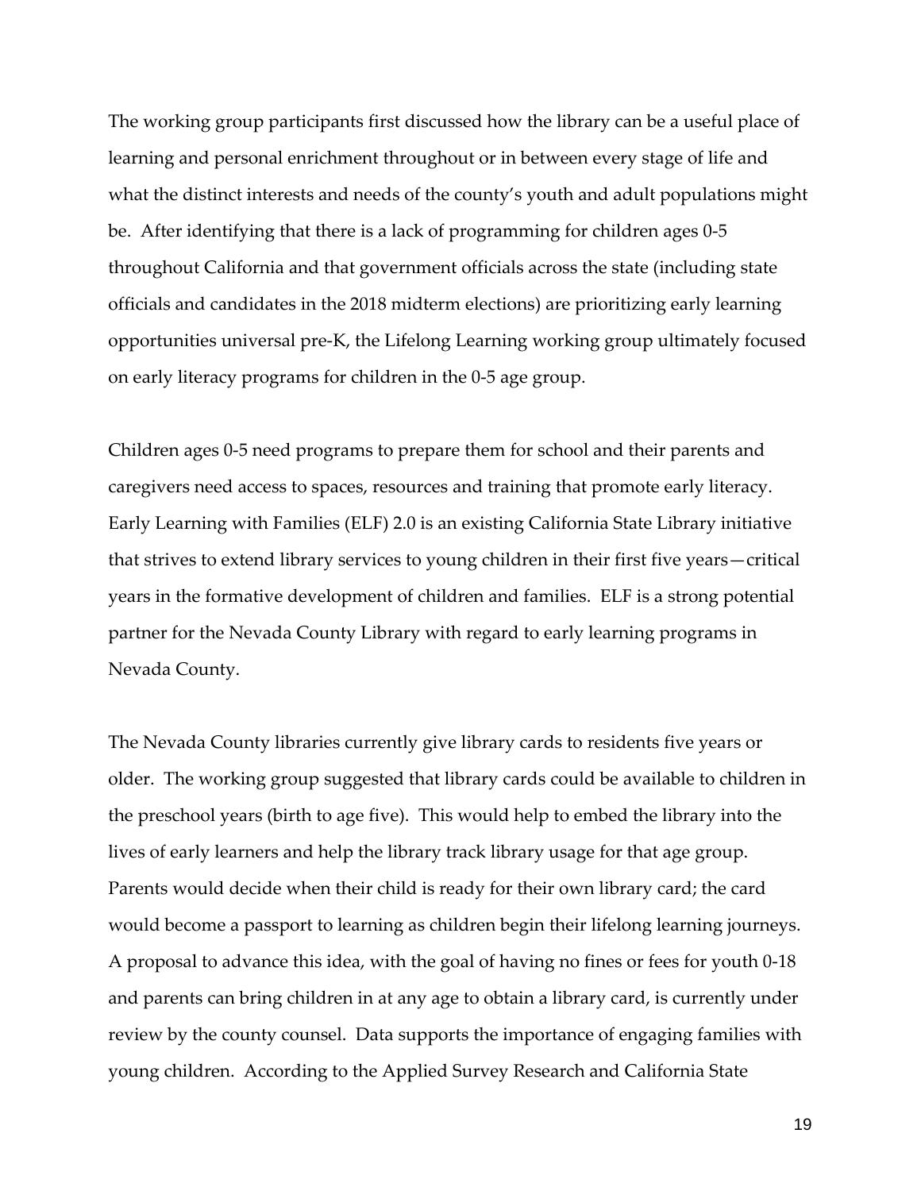The working group participants first discussed how the library can be a useful place of learning and personal enrichment throughout or in between every stage of life and what the distinct interests and needs of the county's youth and adult populations might be. After identifying that there is a lack of programming for children ages 0-5 throughout California and that government officials across the state (including state officials and candidates in the 2018 midterm elections) are prioritizing early learning opportunities universal pre-K, the Lifelong Learning working group ultimately focused on early literacy programs for children in the 0-5 age group.

Children ages 0-5 need programs to prepare them for school and their parents and caregivers need access to spaces, resources and training that promote early literacy. Early Learning with Families (ELF) 2.0 is an existing California State Library initiative that strives to extend library services to young children in their first five years—critical years in the formative development of children and families. ELF is a strong potential partner for the Nevada County Library with regard to early learning programs in Nevada County.

The Nevada County libraries currently give library cards to residents five years or older. The working group suggested that library cards could be available to children in the preschool years (birth to age five). This would help to embed the library into the lives of early learners and help the library track library usage for that age group. Parents would decide when their child is ready for their own library card; the card would become a passport to learning as children begin their lifelong learning journeys. A proposal to advance this idea, with the goal of having no fines or fees for youth 0-18 and parents can bring children in at any age to obtain a library card, is currently under review by the county counsel. Data supports the importance of engaging families with young children. According to the Applied Survey Research and California State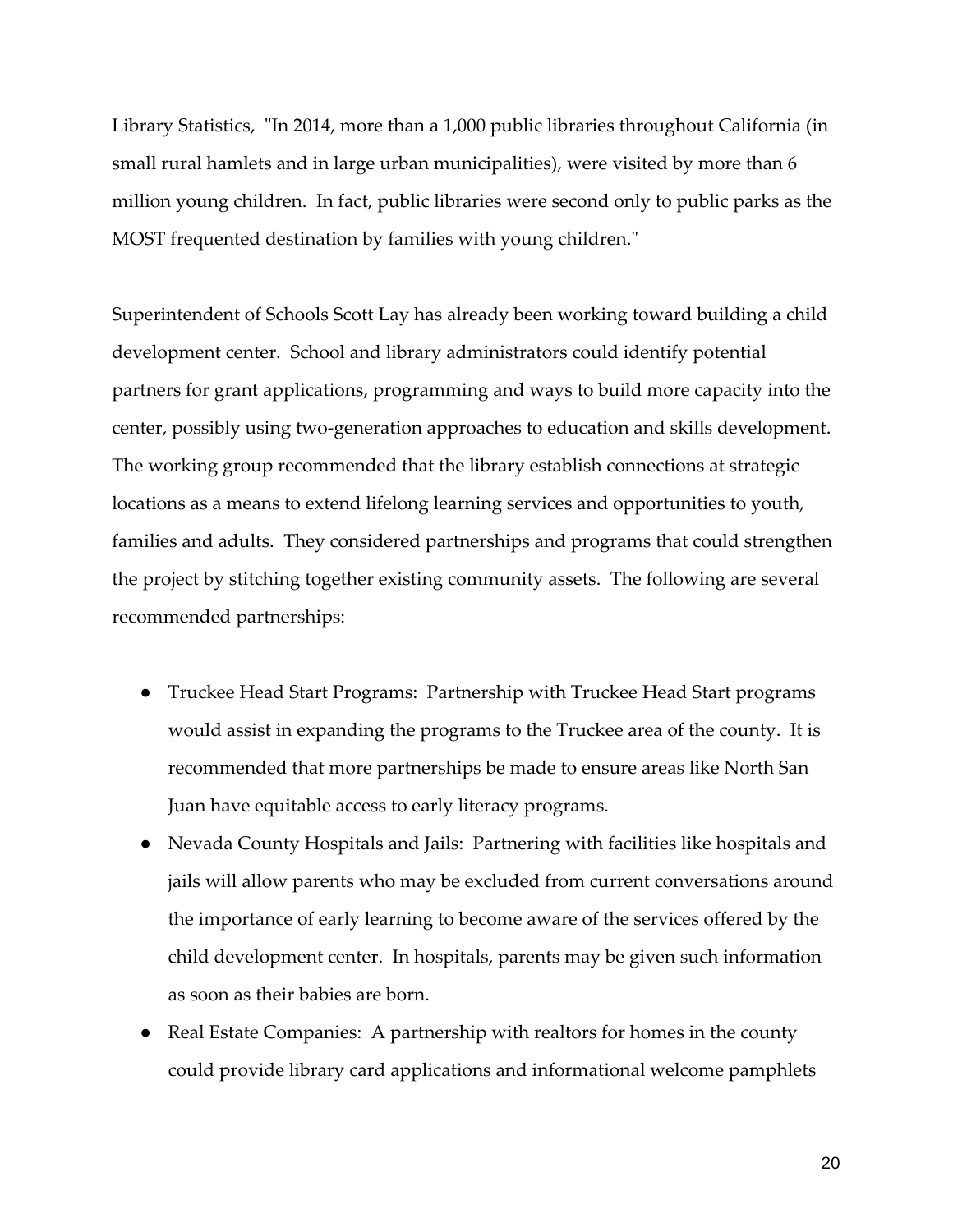Library Statistics, "In 2014, more than a 1,000 public libraries throughout California (in small rural hamlets and in large urban municipalities), were visited by more than 6 million young children. In fact, public libraries were second only to public parks as the MOST frequented destination by families with young children."

Superintendent of Schools Scott Lay has already been working toward building a child development center. School and library administrators could identify potential partners for grant applications, programming and ways to build more capacity into the center, possibly using two-generation approaches to education and skills development. The working group recommended that the library establish connections at strategic locations as a means to extend lifelong learning services and opportunities to youth, families and adults. They considered partnerships and programs that could strengthen the project by stitching together existing community assets. The following are several recommended partnerships:

- Truckee Head Start Programs: Partnership with Truckee Head Start programs would assist in expanding the programs to the Truckee area of the county. It is recommended that more partnerships be made to ensure areas like North San Juan have equitable access to early literacy programs.
- Nevada County Hospitals and Jails: Partnering with facilities like hospitals and jails will allow parents who may be excluded from current conversations around the importance of early learning to become aware of the services offered by the child development center. In hospitals, parents may be given such information as soon as their babies are born.
- Real Estate Companies: A partnership with realtors for homes in the county could provide library card applications and informational welcome pamphlets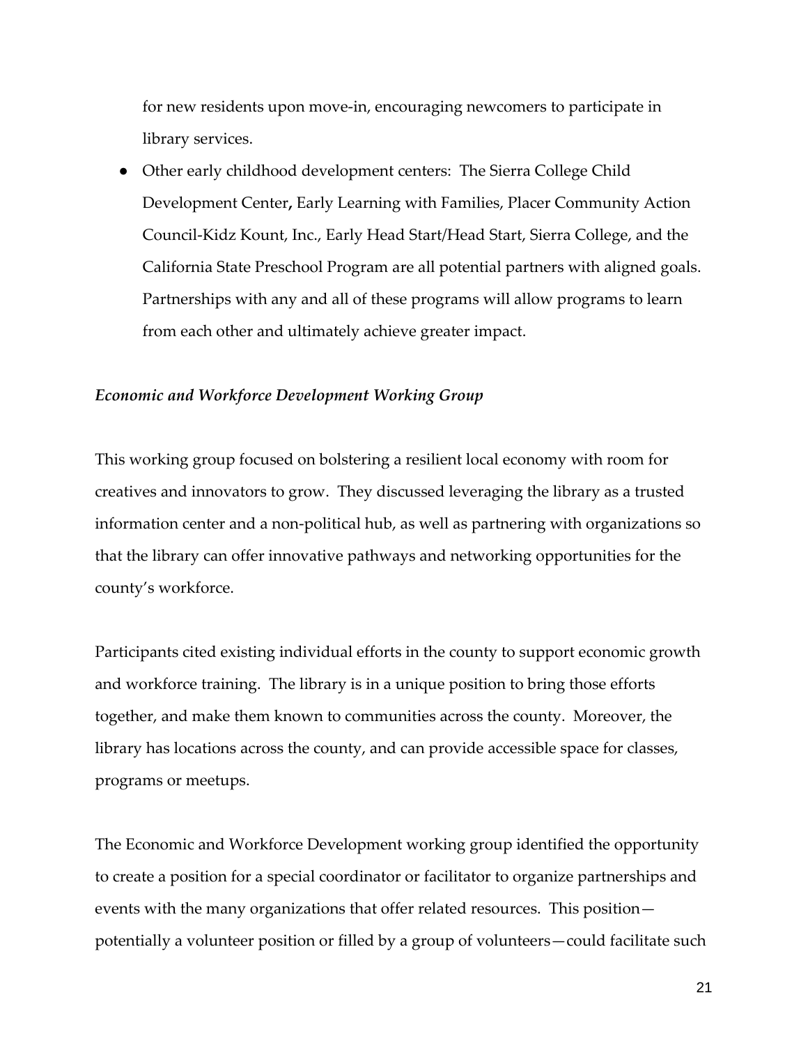for new residents upon move-in, encouraging newcomers to participate in library services.

- Other early childhood development centers: The Sierra College Child Development Center**,** Early Learning with Families, Placer Community Action Council-Kidz Kount, Inc., Early Head Start/Head Start, Sierra College, and the California State Preschool Program are all potential partners with aligned goals. Partnerships with any and all of these programs will allow programs to learn from each other and ultimately achieve greater impact.

***Economic and Workforce Development Working Group***

This working group focused on bolstering a resilient local economy with room for creatives and innovators to grow. They discussed leveraging the library as a trusted information center and a non-political hub, as well as partnering with organizations so that the library can offer innovative pathways and networking opportunities for the county's workforce.

Participants cited existing individual efforts in the county to support economic growth and workforce training. The library is in a unique position to bring those efforts together, and make them known to communities across the county. Moreover, the library has locations across the county, and can provide accessible space for classes, programs or meetups.

The Economic and Workforce Development working group identified the opportunity to create a position for a special coordinator or facilitator to organize partnerships and events with the many organizations that offer related resources. This position—potentially a volunteer position or filled by a group of volunteers—could facilitate such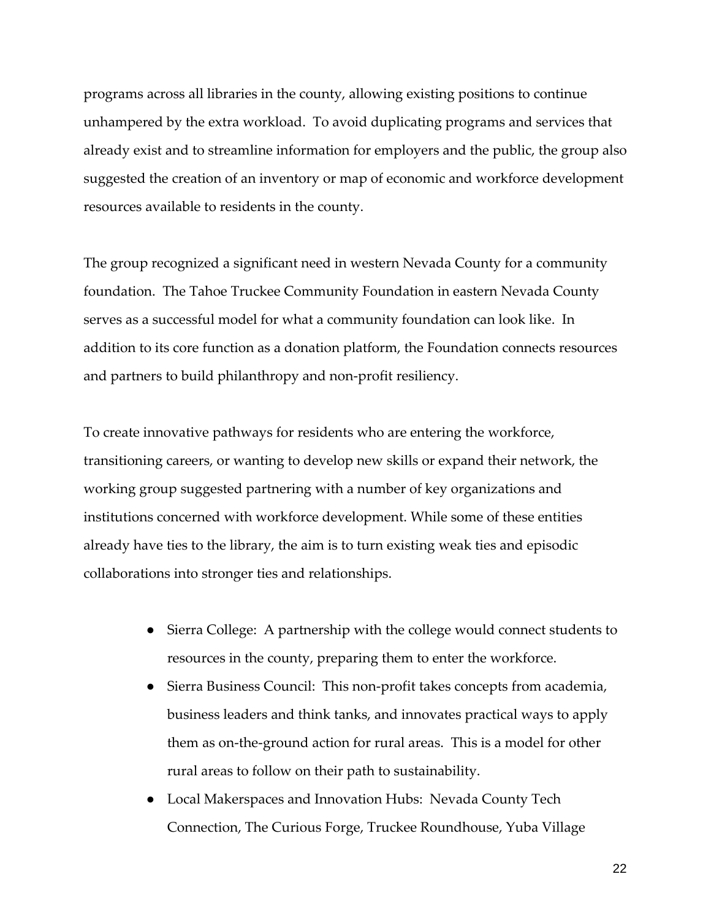programs across all libraries in the county, allowing existing positions to continue unhampered by the extra workload. To avoid duplicating programs and services that already exist and to streamline information for employers and the public, the group also suggested the creation of an inventory or map of economic and workforce development resources available to residents in the county.

The group recognized a significant need in western Nevada County for a community foundation. The Tahoe Truckee Community Foundation in eastern Nevada County serves as a successful model for what a community foundation can look like. In addition to its core function as a donation platform, the Foundation connects resources and partners to build philanthropy and non-profit resiliency.

To create innovative pathways for residents who are entering the workforce, transitioning careers, or wanting to develop new skills or expand their network, the working group suggested partnering with a number of key organizations and institutions concerned with workforce development. While some of these entities already have ties to the library, the aim is to turn existing weak ties and episodic collaborations into stronger ties and relationships.

- Sierra College: A partnership with the college would connect students to resources in the county, preparing them to enter the workforce.
- Sierra Business Council: This non-profit takes concepts from academia, business leaders and think tanks, and innovates practical ways to apply them as on-the-ground action for rural areas. This is a model for other rural areas to follow on their path to sustainability.
- Local Makerspaces and Innovation Hubs: Nevada County Tech Connection, The Curious Forge, Truckee Roundhouse, Yuba Village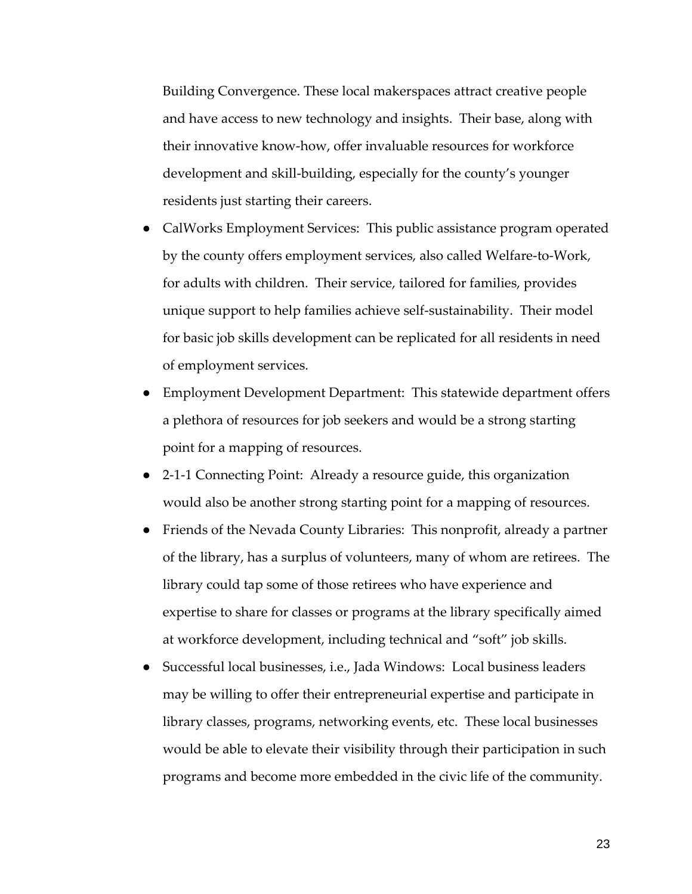Building Convergence. These local makerspaces attract creative people and have access to new technology and insights. Their base, along with their innovative know-how, offer invaluable resources for workforce development and skill-building, especially for the county's younger residents just starting their careers.

- CalWorks Employment Services: This public assistance program operated by the county offers employment services, also called Welfare-to-Work, for adults with children. Their service, tailored for families, provides unique support to help families achieve self-sustainability. Their model for basic job skills development can be replicated for all residents in need of employment services.
- Employment Development Department: This statewide department offers a plethora of resources for job seekers and would be a strong starting point for a mapping of resources.
- 2-1-1 Connecting Point: Already a resource guide, this organization would also be another strong starting point for a mapping of resources.
- Friends of the Nevada County Libraries: This nonprofit, already a partner of the library, has a surplus of volunteers, many of whom are retirees. The library could tap some of those retirees who have experience and expertise to share for classes or programs at the library specifically aimed at workforce development, including technical and "soft" job skills.
- Successful local businesses, i.e., Jada Windows: Local business leaders may be willing to offer their entrepreneurial expertise and participate in library classes, programs, networking events, etc. These local businesses would be able to elevate their visibility through their participation in such programs and become more embedded in the civic life of the community.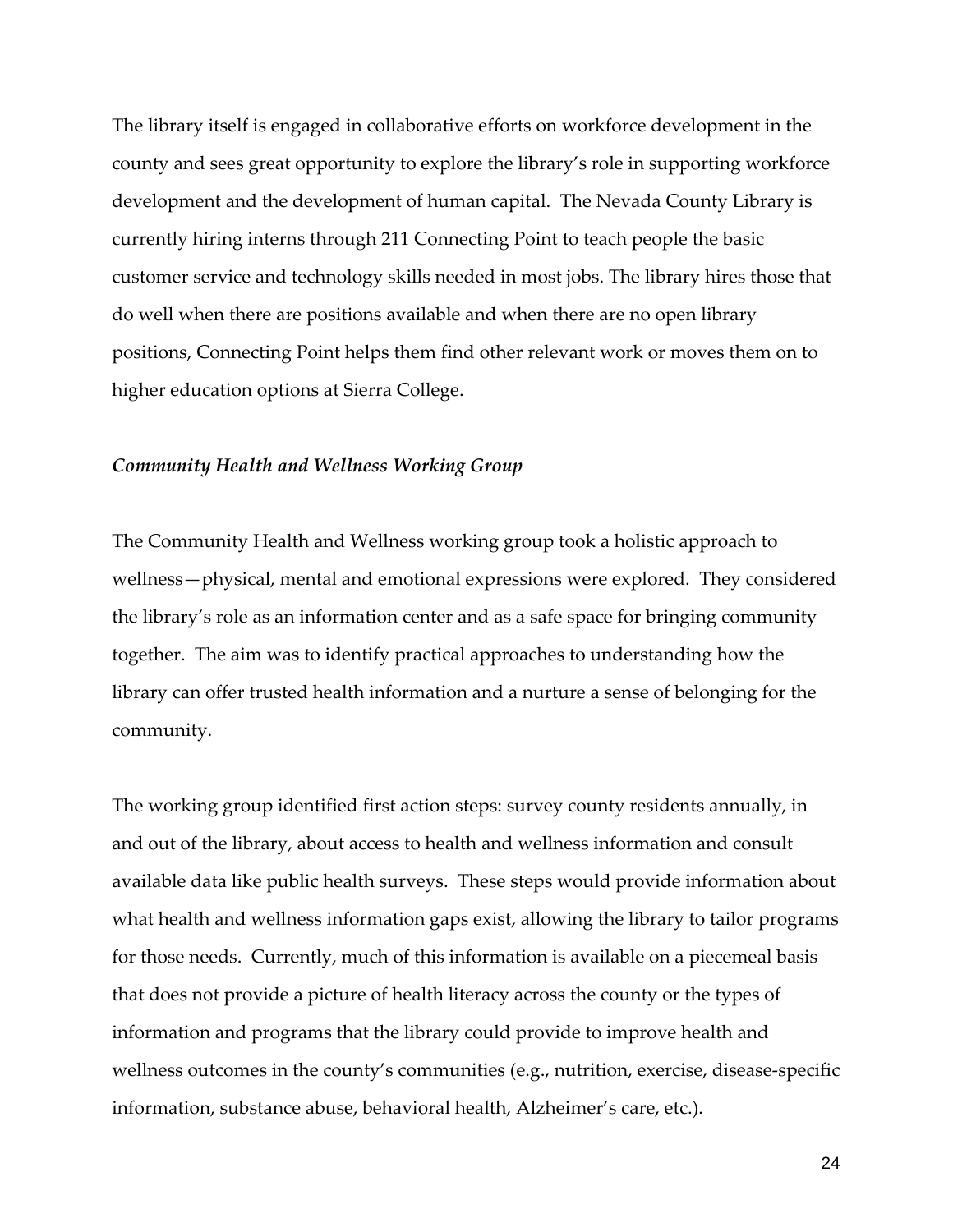The library itself is engaged in collaborative efforts on workforce development in the county and sees great opportunity to explore the library's role in supporting workforce development and the development of human capital. The Nevada County Library is currently hiring interns through 211 Connecting Point to teach people the basic customer service and technology skills needed in most jobs. The library hires those that do well when there are positions available and when there are no open library positions, Connecting Point helps them find other relevant work or moves them on to higher education options at Sierra College.

### *Community Health and Wellness Working Group*

The Community Health and Wellness working group took a holistic approach to wellness—physical, mental and emotional expressions were explored. They considered the library's role as an information center and as a safe space for bringing community together. The aim was to identify practical approaches to understanding how the library can offer trusted health information and a nurture a sense of belonging for the community.

The working group identified first action steps: survey county residents annually, in and out of the library, about access to health and wellness information and consult available data like public health surveys. These steps would provide information about what health and wellness information gaps exist, allowing the library to tailor programs for those needs. Currently, much of this information is available on a piecemeal basis that does not provide a picture of health literacy across the county or the types of information and programs that the library could provide to improve health and wellness outcomes in the county's communities (e.g., nutrition, exercise, disease-specific information, substance abuse, behavioral health, Alzheimer's care, etc.).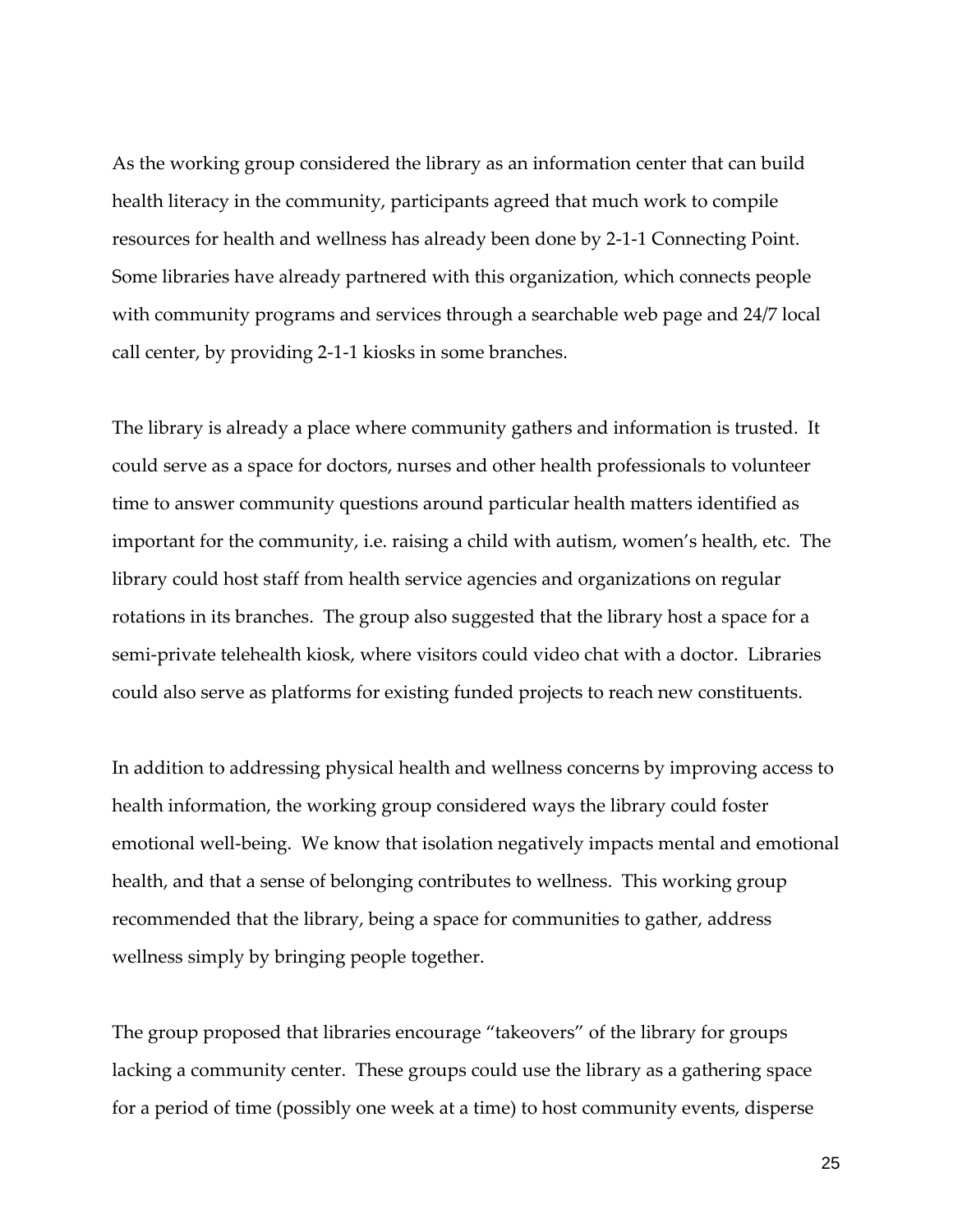As the working group considered the library as an information center that can build health literacy in the community, participants agreed that much work to compile resources for health and wellness has already been done by 2-1-1 Connecting Point. Some libraries have already partnered with this organization, which connects people with community programs and services through a searchable web page and 24/7 local call center, by providing 2-1-1 kiosks in some branches.

The library is already a place where community gathers and information is trusted. It could serve as a space for doctors, nurses and other health professionals to volunteer time to answer community questions around particular health matters identified as important for the community, i.e. raising a child with autism, women's health, etc. The library could host staff from health service agencies and organizations on regular rotations in its branches. The group also suggested that the library host a space for a semi-private telehealth kiosk, where visitors could video chat with a doctor. Libraries could also serve as platforms for existing funded projects to reach new constituents.

In addition to addressing physical health and wellness concerns by improving access to health information, the working group considered ways the library could foster emotional well-being. We know that isolation negatively impacts mental and emotional health, and that a sense of belonging contributes to wellness. This working group recommended that the library, being a space for communities to gather, address wellness simply by bringing people together.

The group proposed that libraries encourage "takeovers" of the library for groups lacking a community center. These groups could use the library as a gathering space for a period of time (possibly one week at a time) to host community events, disperse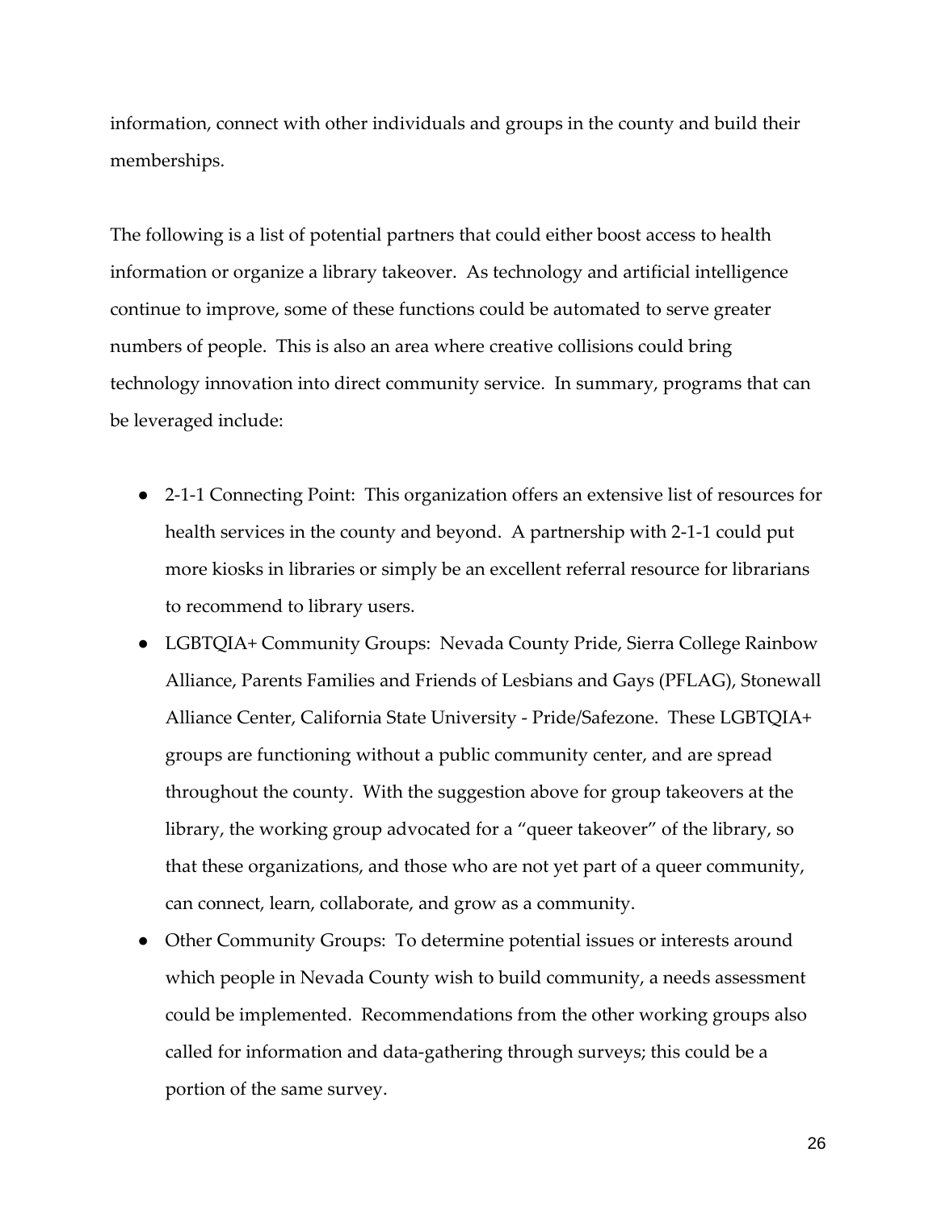information, connect with other individuals and groups in the county and build their memberships.

The following is a list of potential partners that could either boost access to health information or organize a library takeover. As technology and artificial intelligence continue to improve, some of these functions could be automated to serve greater numbers of people. This is also an area where creative collisions could bring technology innovation into direct community service. In summary, programs that can be leveraged include:

- 2-1-1 Connecting Point: This organization offers an extensive list of resources for health services in the county and beyond. A partnership with 2-1-1 could put more kiosks in libraries or simply be an excellent referral resource for librarians to recommend to library users.
- LGBTQIA+ Community Groups: Nevada County Pride, Sierra College Rainbow Alliance, Parents Families and Friends of Lesbians and Gays (PFLAG), Stonewall Alliance Center, California State University - Pride/Safezone. These LGBTQIA+ groups are functioning without a public community center, and are spread throughout the county. With the suggestion above for group takeovers at the library, the working group advocated for a "queer takeover" of the library, so that these organizations, and those who are not yet part of a queer community, can connect, learn, collaborate, and grow as a community.
- Other Community Groups: To determine potential issues or interests around which people in Nevada County wish to build community, a needs assessment could be implemented. Recommendations from the other working groups also called for information and data-gathering through surveys; this could be a portion of the same survey.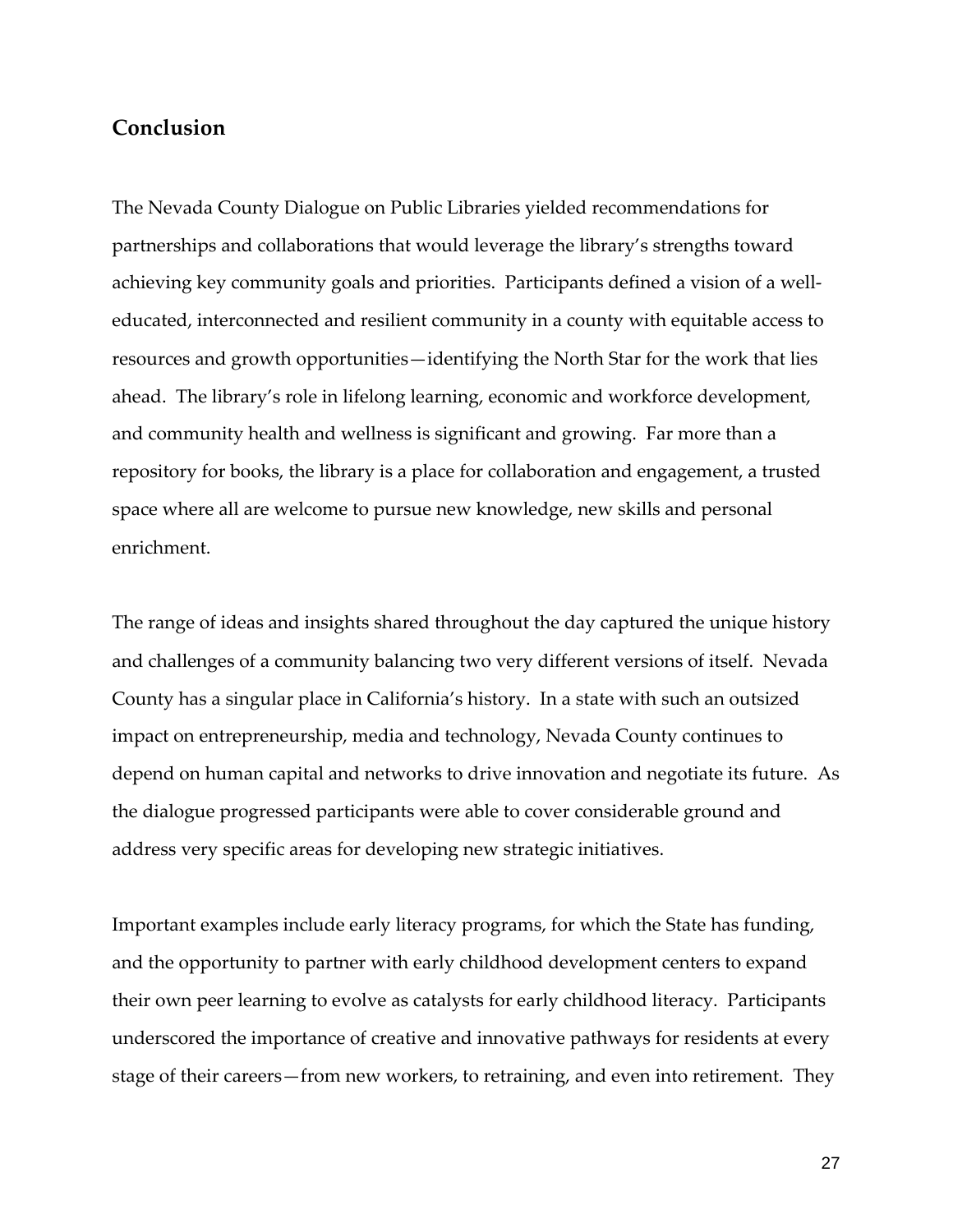## Conclusion

The Nevada County Dialogue on Public Libraries yielded recommendations for partnerships and collaborations that would leverage the library's strengths toward achieving key community goals and priorities. Participants defined a vision of a well-educated, interconnected and resilient community in a county with equitable access to resources and growth opportunities—identifying the North Star for the work that lies ahead. The library's role in lifelong learning, economic and workforce development, and community health and wellness is significant and growing. Far more than a repository for books, the library is a place for collaboration and engagement, a trusted space where all are welcome to pursue new knowledge, new skills and personal enrichment.

The range of ideas and insights shared throughout the day captured the unique history and challenges of a community balancing two very different versions of itself. Nevada County has a singular place in California's history. In a state with such an outsized impact on entrepreneurship, media and technology, Nevada County continues to depend on human capital and networks to drive innovation and negotiate its future. As the dialogue progressed participants were able to cover considerable ground and address very specific areas for developing new strategic initiatives.

Important examples include early literacy programs, for which the State has funding, and the opportunity to partner with early childhood development centers to expand their own peer learning to evolve as catalysts for early childhood literacy. Participants underscored the importance of creative and innovative pathways for residents at every stage of their careers—from new workers, to retraining, and even into retirement. They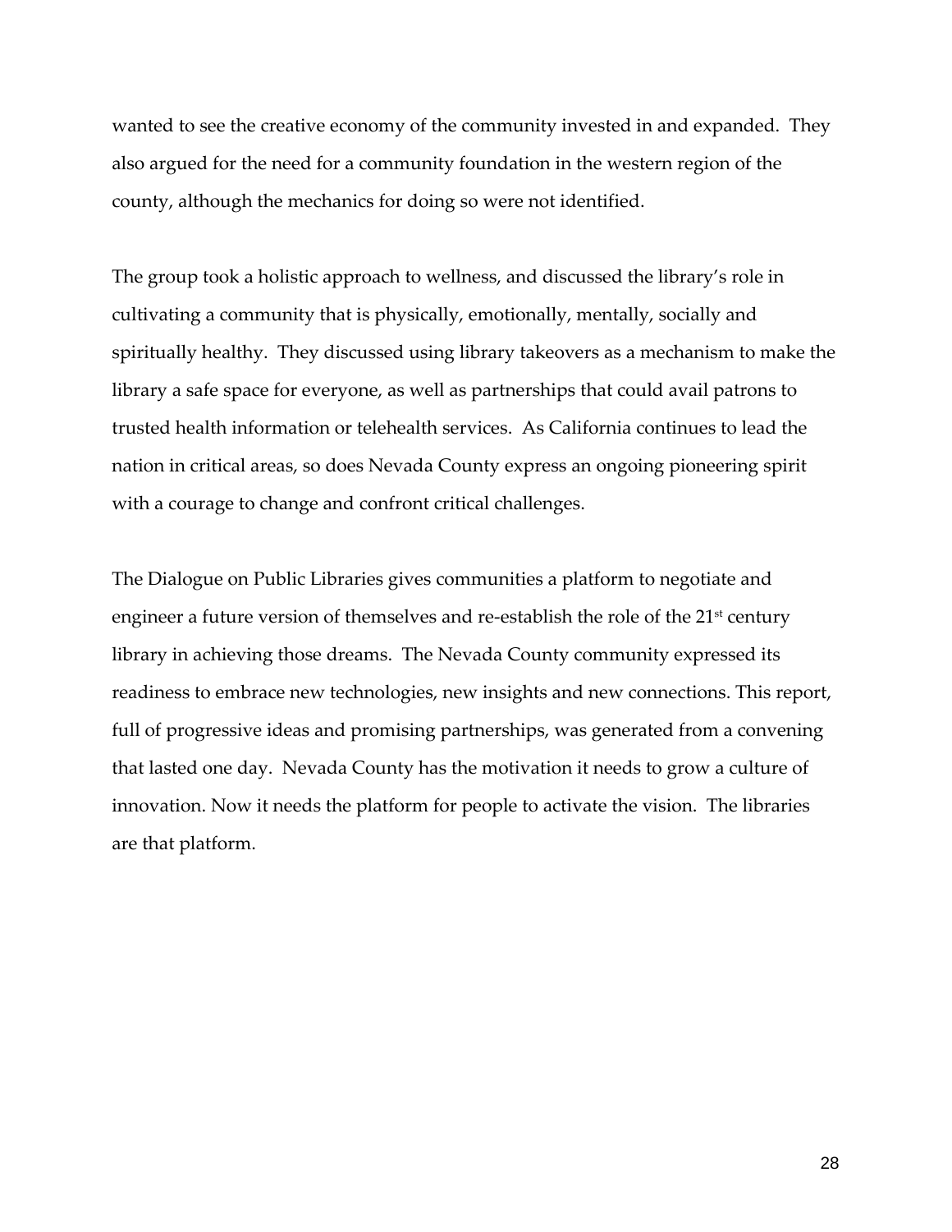wanted to see the creative economy of the community invested in and expanded. They also argued for the need for a community foundation in the western region of the county, although the mechanics for doing so were not identified.

The group took a holistic approach to wellness, and discussed the library's role in cultivating a community that is physically, emotionally, mentally, socially and spiritually healthy. They discussed using library takeovers as a mechanism to make the library a safe space for everyone, as well as partnerships that could avail patrons to trusted health information or telehealth services. As California continues to lead the nation in critical areas, so does Nevada County express an ongoing pioneering spirit with a courage to change and confront critical challenges.

The Dialogue on Public Libraries gives communities a platform to negotiate and engineer a future version of themselves and re-establish the role of the 21st century library in achieving those dreams. The Nevada County community expressed its readiness to embrace new technologies, new insights and new connections. This report, full of progressive ideas and promising partnerships, was generated from a convening that lasted one day. Nevada County has the motivation it needs to grow a culture of innovation. Now it needs the platform for people to activate the vision. The libraries are that platform.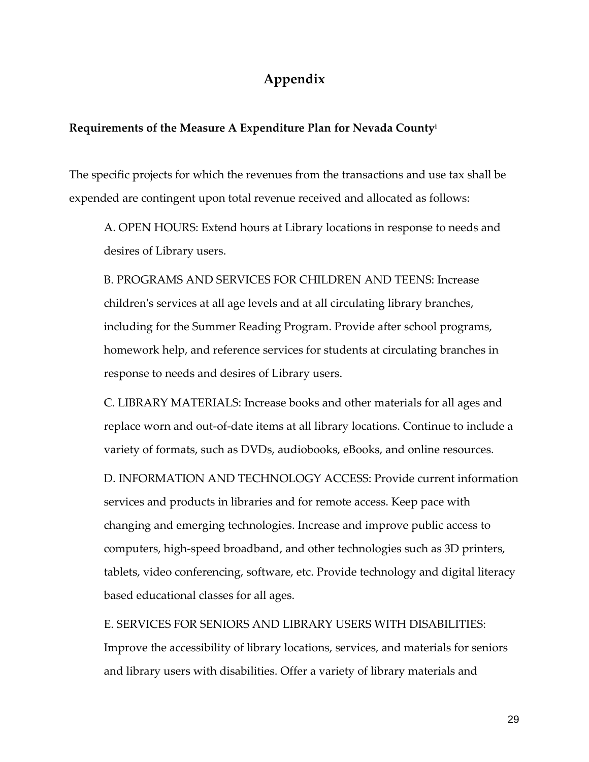# Appendix

**Requirements of the Measure A Expenditure Plan for Nevada County**[i]

The specific projects for which the revenues from the transactions and use tax shall be expended are contingent upon total revenue received and allocated as follows:

A. OPEN HOURS: Extend hours at Library locations in response to needs and desires of Library users.

B. PROGRAMS AND SERVICES FOR CHILDREN AND TEENS: Increase children's services at all age levels and at all circulating library branches, including for the Summer Reading Program. Provide after school programs, homework help, and reference services for students at circulating branches in response to needs and desires of Library users.

C. LIBRARY MATERIALS: Increase books and other materials for all ages and replace worn and out-of-date items at all library locations. Continue to include a variety of formats, such as DVDs, audiobooks, eBooks, and online resources.

D. INFORMATION AND TECHNOLOGY ACCESS: Provide current information services and products in libraries and for remote access. Keep pace with changing and emerging technologies. Increase and improve public access to computers, high-speed broadband, and other technologies such as 3D printers, tablets, video conferencing, software, etc. Provide technology and digital literacy based educational classes for all ages.

E. SERVICES FOR SENIORS AND LIBRARY USERS WITH DISABILITIES: Improve the accessibility of library locations, services, and materials for seniors and library users with disabilities. Offer a variety of library materials and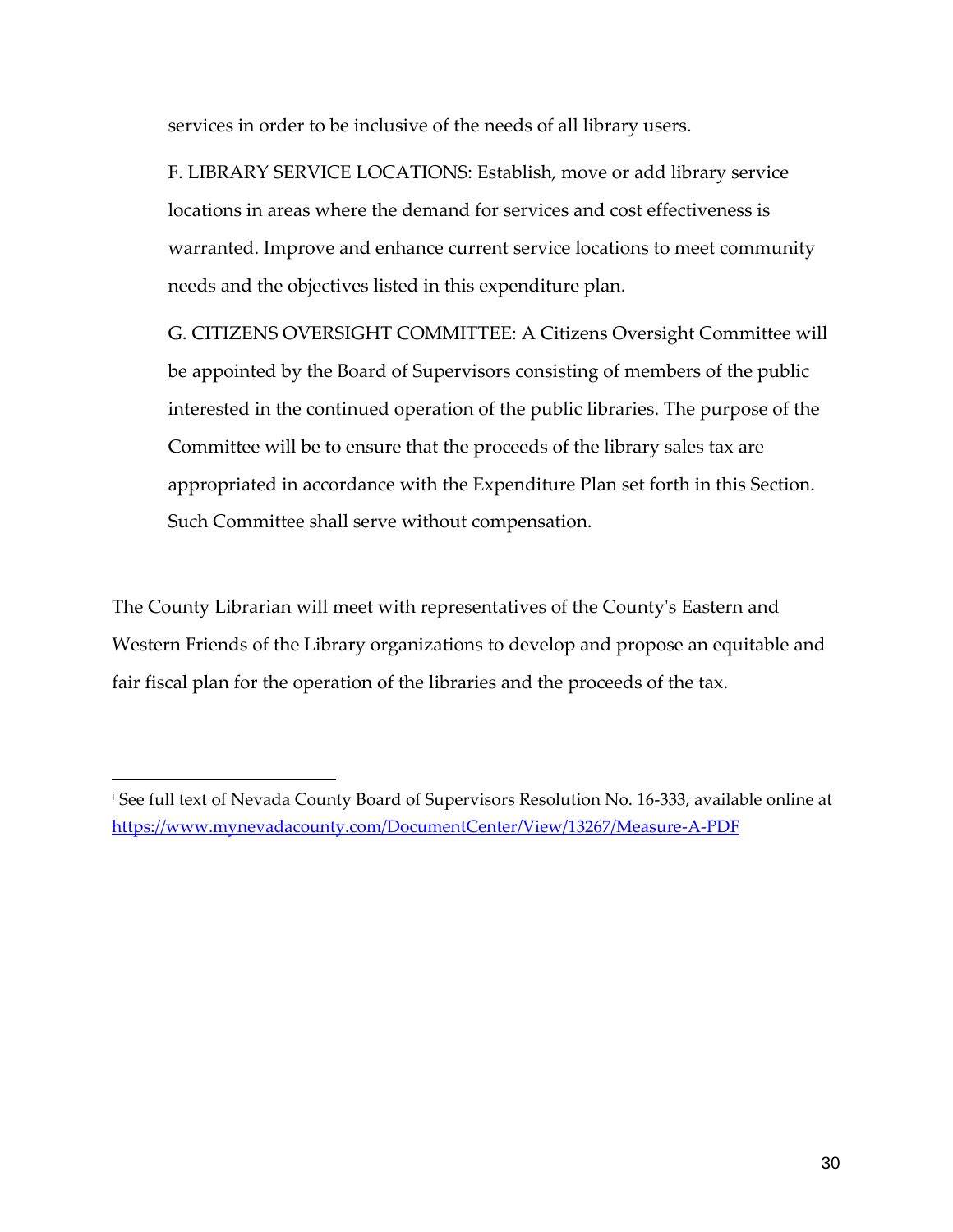services in order to be inclusive of the needs of all library users.

F. LIBRARY SERVICE LOCATIONS: Establish, move or add library service locations in areas where the demand for services and cost effectiveness is warranted. Improve and enhance current service locations to meet community needs and the objectives listed in this expenditure plan.

G. CITIZENS OVERSIGHT COMMITTEE: A Citizens Oversight Committee will be appointed by the Board of Supervisors consisting of members of the public interested in the continued operation of the public libraries. The purpose of the Committee will be to ensure that the proceeds of the library sales tax are appropriated in accordance with the Expenditure Plan set forth in this Section. Such Committee shall serve without compensation.

The County Librarian will meet with representatives of the County's Eastern and Western Friends of the Library organizations to develop and propose an equitable and fair fiscal plan for the operation of the libraries and the proceeds of the tax.

---

[i] See full text of Nevada County Board of Supervisors Resolution No. 16-333, available online at https://www.mynevadacounty.com/DocumentCenter/View/13267/Measure-A-PDF